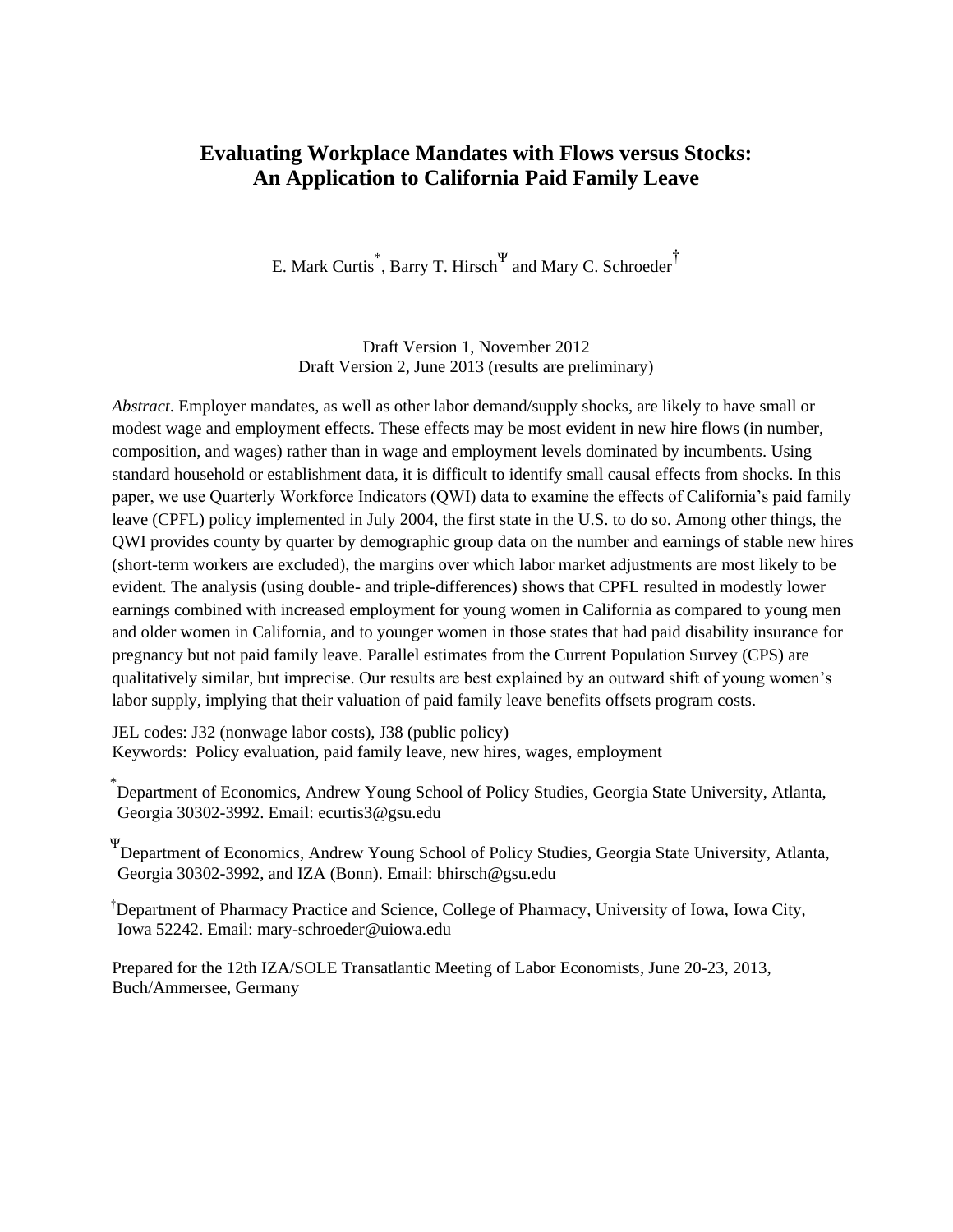# Evaluating Workplace Mandates with Flows versus Stocks: An Application to California Paid Family Leave

E. Mark Curtis[*], Barry T. Hirsch[Ψ] and Mary C. Schroeder[†]

Draft Version 1, November 2012
Draft Version 2, June 2013 (results are preliminary)

*Abstract*. Employer mandates, as well as other labor demand/supply shocks, are likely to have small or modest wage and employment effects. These effects may be most evident in new hire flows (in number, composition, and wages) rather than in wage and employment levels dominated by incumbents. Using standard household or establishment data, it is difficult to identify small causal effects from shocks. In this paper, we use Quarterly Workforce Indicators (QWI) data to examine the effects of California's paid family leave (CPFL) policy implemented in July 2004, the first state in the U.S. to do so. Among other things, the QWI provides county by quarter by demographic group data on the number and earnings of stable new hires (short-term workers are excluded), the margins over which labor market adjustments are most likely to be evident. The analysis (using double- and triple-differences) shows that CPFL resulted in modestly lower earnings combined with increased employment for young women in California as compared to young men and older women in California, and to younger women in those states that had paid disability insurance for pregnancy but not paid family leave. Parallel estimates from the Current Population Survey (CPS) are qualitatively similar, but imprecise. Our results are best explained by an outward shift of young women's labor supply, implying that their valuation of paid family leave benefits offsets program costs.

JEL codes: J32 (nonwage labor costs), J38 (public policy)
Keywords: Policy evaluation, paid family leave, new hires, wages, employment

[*] Department of Economics, Andrew Young School of Policy Studies, Georgia State University, Atlanta, Georgia 30302-3992. Email: ecurtis3@gsu.edu

[Ψ] Department of Economics, Andrew Young School of Policy Studies, Georgia State University, Atlanta, Georgia 30302-3992, and IZA (Bonn). Email: bhirsch@gsu.edu

[†] Department of Pharmacy Practice and Science, College of Pharmacy, University of Iowa, Iowa City, Iowa 52242. Email: mary-schroeder@uiowa.edu

Prepared for the 12th IZA/SOLE Transatlantic Meeting of Labor Economists, June 20-23, 2013, Buch/Ammersee, Germany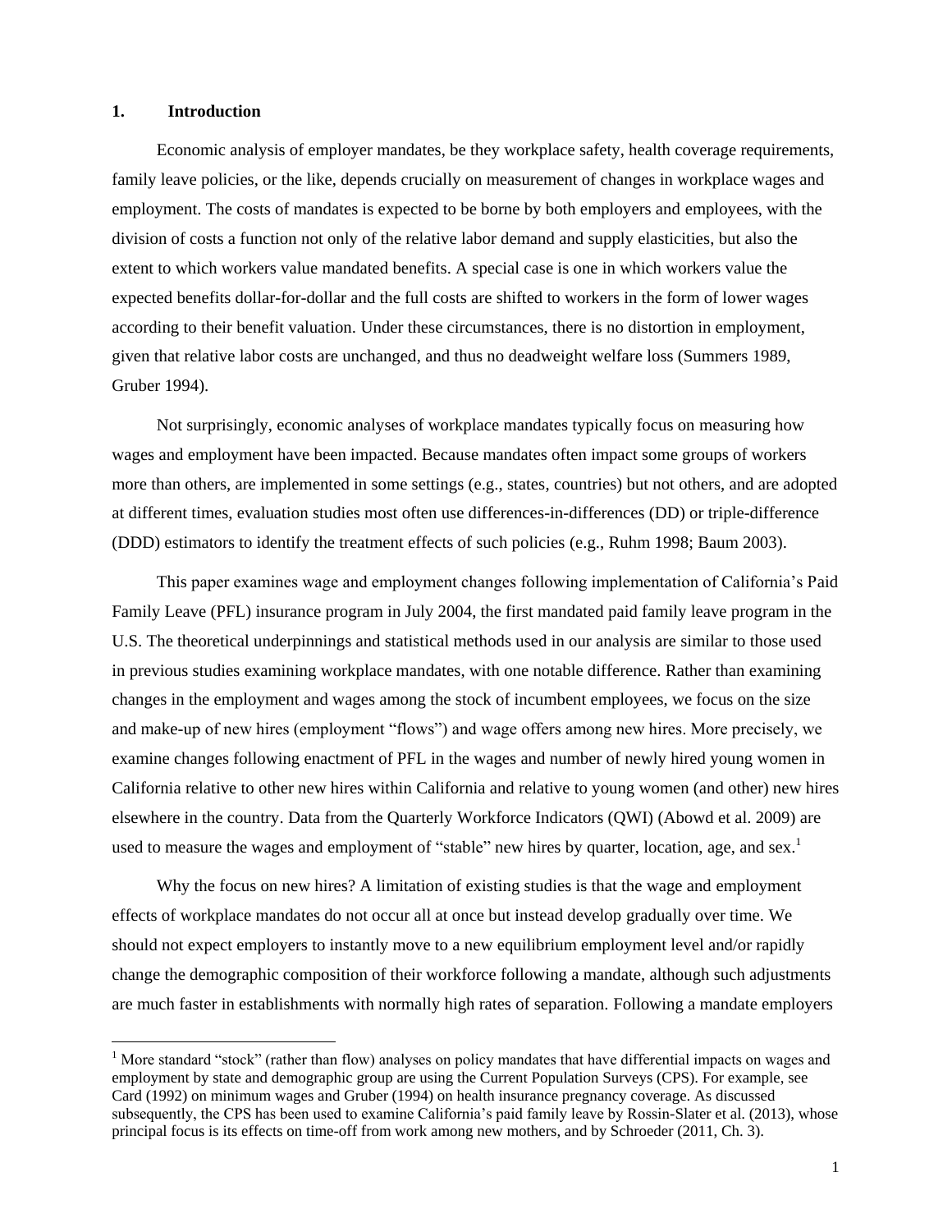## 1. Introduction

Economic analysis of employer mandates, be they workplace safety, health coverage requirements, family leave policies, or the like, depends crucially on measurement of changes in workplace wages and employment. The costs of mandates is expected to be borne by both employers and employees, with the division of costs a function not only of the relative labor demand and supply elasticities, but also the extent to which workers value mandated benefits. A special case is one in which workers value the expected benefits dollar-for-dollar and the full costs are shifted to workers in the form of lower wages according to their benefit valuation. Under these circumstances, there is no distortion in employment, given that relative labor costs are unchanged, and thus no deadweight welfare loss (Summers 1989, Gruber 1994).

Not surprisingly, economic analyses of workplace mandates typically focus on measuring how wages and employment have been impacted. Because mandates often impact some groups of workers more than others, are implemented in some settings (e.g., states, countries) but not others, and are adopted at different times, evaluation studies most often use differences-in-differences (DD) or triple-difference (DDD) estimators to identify the treatment effects of such policies (e.g., Ruhm 1998; Baum 2003).

This paper examines wage and employment changes following implementation of California's Paid Family Leave (PFL) insurance program in July 2004, the first mandated paid family leave program in the U.S. The theoretical underpinnings and statistical methods used in our analysis are similar to those used in previous studies examining workplace mandates, with one notable difference. Rather than examining changes in the employment and wages among the stock of incumbent employees, we focus on the size and make-up of new hires (employment "flows") and wage offers among new hires. More precisely, we examine changes following enactment of PFL in the wages and number of newly hired young women in California relative to other new hires within California and relative to young women (and other) new hires elsewhere in the country. Data from the Quarterly Workforce Indicators (QWI) (Abowd et al. 2009) are used to measure the wages and employment of "stable" new hires by quarter, location, age, and sex.[1]

Why the focus on new hires? A limitation of existing studies is that the wage and employment effects of workplace mandates do not occur all at once but instead develop gradually over time. We should not expect employers to instantly move to a new equilibrium employment level and/or rapidly change the demographic composition of their workforce following a mandate, although such adjustments are much faster in establishments with normally high rates of separation. Following a mandate employers

[1] More standard "stock" (rather than flow) analyses on policy mandates that have differential impacts on wages and employment by state and demographic group are using the Current Population Surveys (CPS). For example, see Card (1992) on minimum wages and Gruber (1994) on health insurance pregnancy coverage. As discussed subsequently, the CPS has been used to examine California's paid family leave by Rossin-Slater et al. (2013), whose principal focus is its effects on time-off from work among new mothers, and by Schroeder (2011, Ch. 3).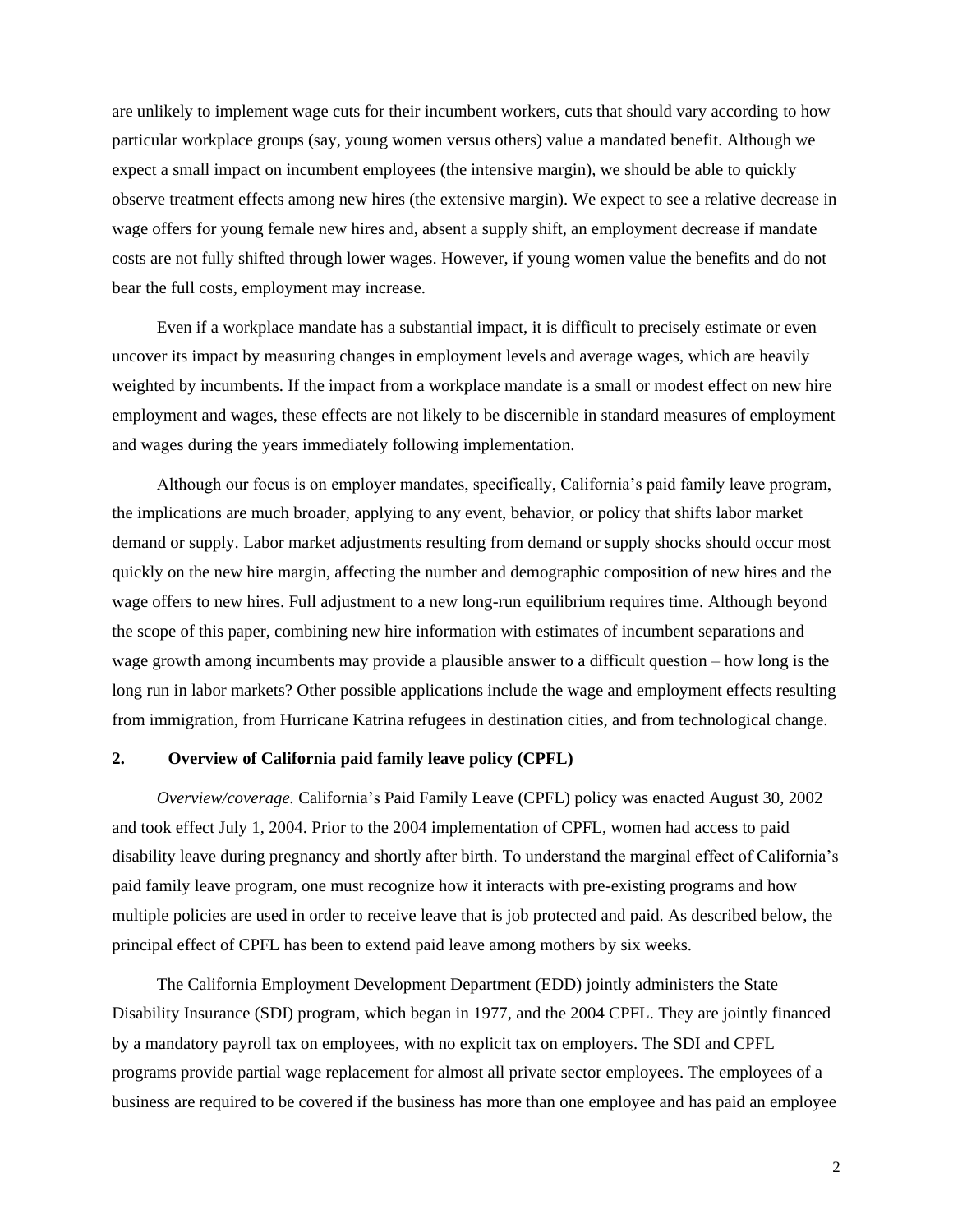are unlikely to implement wage cuts for their incumbent workers, cuts that should vary according to how particular workplace groups (say, young women versus others) value a mandated benefit. Although we expect a small impact on incumbent employees (the intensive margin), we should be able to quickly observe treatment effects among new hires (the extensive margin). We expect to see a relative decrease in wage offers for young female new hires and, absent a supply shift, an employment decrease if mandate costs are not fully shifted through lower wages. However, if young women value the benefits and do not bear the full costs, employment may increase.

Even if a workplace mandate has a substantial impact, it is difficult to precisely estimate or even uncover its impact by measuring changes in employment levels and average wages, which are heavily weighted by incumbents. If the impact from a workplace mandate is a small or modest effect on new hire employment and wages, these effects are not likely to be discernible in standard measures of employment and wages during the years immediately following implementation.

Although our focus is on employer mandates, specifically, California's paid family leave program, the implications are much broader, applying to any event, behavior, or policy that shifts labor market demand or supply. Labor market adjustments resulting from demand or supply shocks should occur most quickly on the new hire margin, affecting the number and demographic composition of new hires and the wage offers to new hires. Full adjustment to a new long-run equilibrium requires time. Although beyond the scope of this paper, combining new hire information with estimates of incumbent separations and wage growth among incumbents may provide a plausible answer to a difficult question – how long is the long run in labor markets? Other possible applications include the wage and employment effects resulting from immigration, from Hurricane Katrina refugees in destination cities, and from technological change.

## 2. Overview of California paid family leave policy (CPFL)

*Overview/coverage.* California's Paid Family Leave (CPFL) policy was enacted August 30, 2002 and took effect July 1, 2004. Prior to the 2004 implementation of CPFL, women had access to paid disability leave during pregnancy and shortly after birth. To understand the marginal effect of California's paid family leave program, one must recognize how it interacts with pre-existing programs and how multiple policies are used in order to receive leave that is job protected and paid. As described below, the principal effect of CPFL has been to extend paid leave among mothers by six weeks.

The California Employment Development Department (EDD) jointly administers the State Disability Insurance (SDI) program, which began in 1977, and the 2004 CPFL. They are jointly financed by a mandatory payroll tax on employees, with no explicit tax on employers. The SDI and CPFL programs provide partial wage replacement for almost all private sector employees. The employees of a business are required to be covered if the business has more than one employee and has paid an employee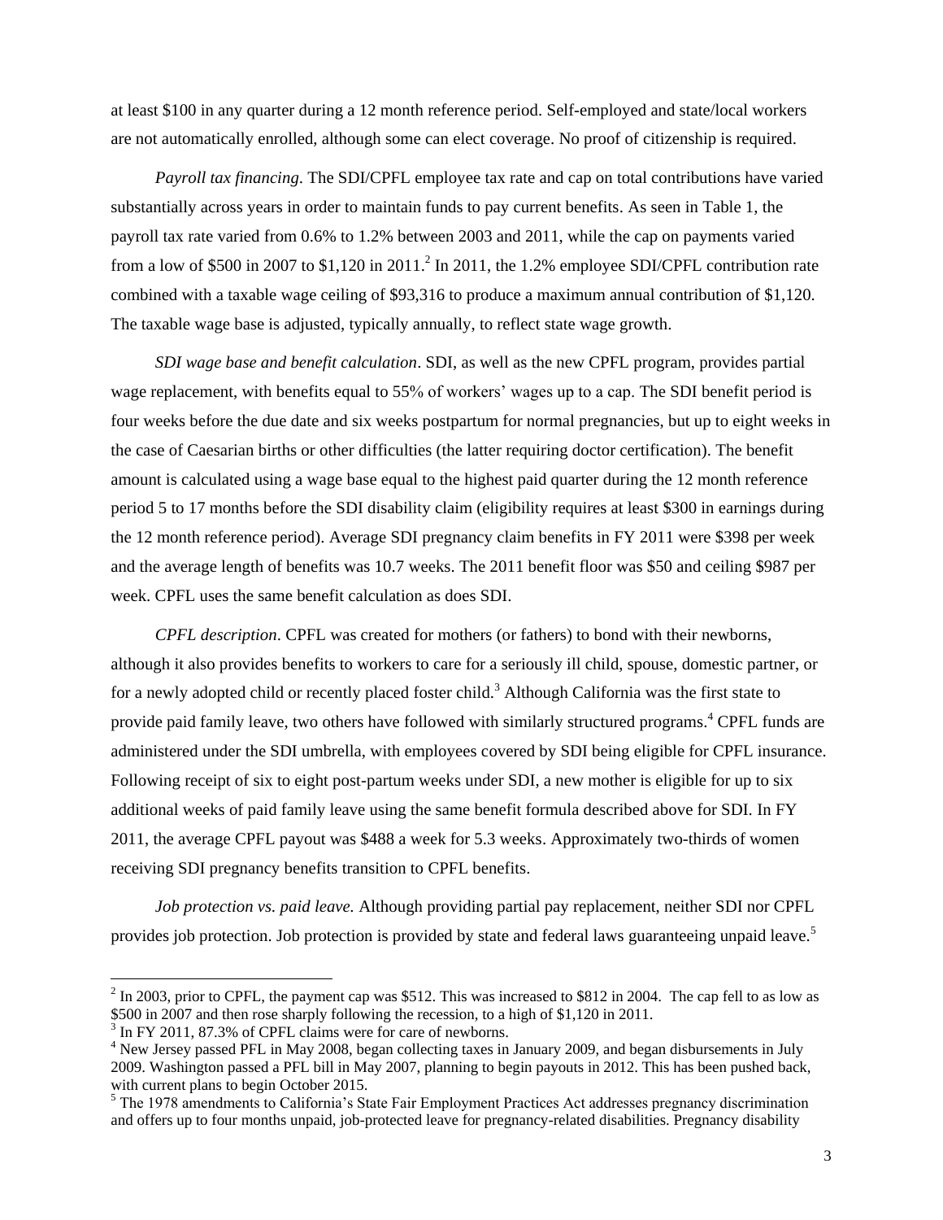at least $100 in any quarter during a 12 month reference period. Self-employed and state/local workers are not automatically enrolled, although some can elect coverage. No proof of citizenship is required.

*Payroll tax financing*. The SDI/CPFL employee tax rate and cap on total contributions have varied substantially across years in order to maintain funds to pay current benefits. As seen in Table 1, the payroll tax rate varied from 0.6% to 1.2% between 2003 and 2011, while the cap on payments varied from a low of $500 in 2007 to $1,120 in 2011.[2] In 2011, the 1.2% employee SDI/CPFL contribution rate combined with a taxable wage ceiling of $93,316 to produce a maximum annual contribution of $1,120. The taxable wage base is adjusted, typically annually, to reflect state wage growth.

*SDI wage base and benefit calculation*. SDI, as well as the new CPFL program, provides partial wage replacement, with benefits equal to 55% of workers' wages up to a cap. The SDI benefit period is four weeks before the due date and six weeks postpartum for normal pregnancies, but up to eight weeks in the case of Caesarian births or other difficulties (the latter requiring doctor certification). The benefit amount is calculated using a wage base equal to the highest paid quarter during the 12 month reference period 5 to 17 months before the SDI disability claim (eligibility requires at least $300 in earnings during the 12 month reference period). Average SDI pregnancy claim benefits in FY 2011 were $398 per week and the average length of benefits was 10.7 weeks. The 2011 benefit floor was $50 and ceiling $987 per week. CPFL uses the same benefit calculation as does SDI.

*CPFL description*. CPFL was created for mothers (or fathers) to bond with their newborns, although it also provides benefits to workers to care for a seriously ill child, spouse, domestic partner, or for a newly adopted child or recently placed foster child.[3] Although California was the first state to provide paid family leave, two others have followed with similarly structured programs.[4] CPFL funds are administered under the SDI umbrella, with employees covered by SDI being eligible for CPFL insurance. Following receipt of six to eight post-partum weeks under SDI, a new mother is eligible for up to six additional weeks of paid family leave using the same benefit formula described above for SDI. In FY 2011, the average CPFL payout was $488 a week for 5.3 weeks. Approximately two-thirds of women receiving SDI pregnancy benefits transition to CPFL benefits.

*Job protection vs. paid leave.* Although providing partial pay replacement, neither SDI nor CPFL provides job protection. Job protection is provided by state and federal laws guaranteeing unpaid leave.[5]

---

[2] In 2003, prior to CPFL, the payment cap was $512. This was increased to $812 in 2004. The cap fell to as low as $500 in 2007 and then rose sharply following the recession, to a high of $1,120 in 2011.

[3] In FY 2011, 87.3% of CPFL claims were for care of newborns.

[4] New Jersey passed PFL in May 2008, began collecting taxes in January 2009, and began disbursements in July 2009. Washington passed a PFL bill in May 2007, planning to begin payouts in 2012. This has been pushed back, with current plans to begin October 2015.

[5] The 1978 amendments to California's State Fair Employment Practices Act addresses pregnancy discrimination and offers up to four months unpaid, job-protected leave for pregnancy-related disabilities. Pregnancy disability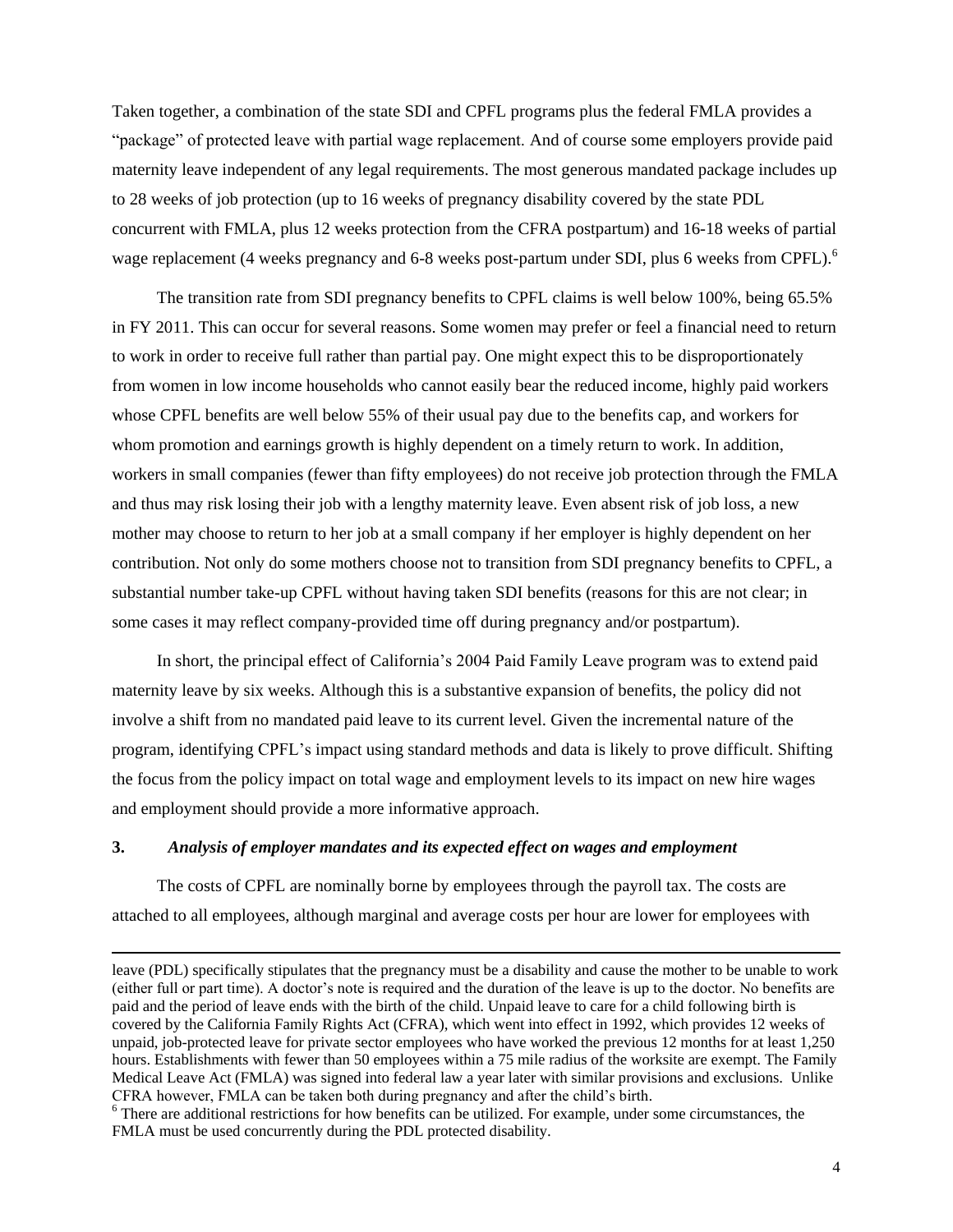Taken together, a combination of the state SDI and CPFL programs plus the federal FMLA provides a "package" of protected leave with partial wage replacement. And of course some employers provide paid maternity leave independent of any legal requirements. The most generous mandated package includes up to 28 weeks of job protection (up to 16 weeks of pregnancy disability covered by the state PDL concurrent with FMLA, plus 12 weeks protection from the CFRA postpartum) and 16-18 weeks of partial wage replacement (4 weeks pregnancy and 6-8 weeks post-partum under SDI, plus 6 weeks from CPFL).[6]

The transition rate from SDI pregnancy benefits to CPFL claims is well below 100%, being 65.5% in FY 2011. This can occur for several reasons. Some women may prefer or feel a financial need to return to work in order to receive full rather than partial pay. One might expect this to be disproportionately from women in low income households who cannot easily bear the reduced income, highly paid workers whose CPFL benefits are well below 55% of their usual pay due to the benefits cap, and workers for whom promotion and earnings growth is highly dependent on a timely return to work. In addition, workers in small companies (fewer than fifty employees) do not receive job protection through the FMLA and thus may risk losing their job with a lengthy maternity leave. Even absent risk of job loss, a new mother may choose to return to her job at a small company if her employer is highly dependent on her contribution. Not only do some mothers choose not to transition from SDI pregnancy benefits to CPFL, a substantial number take-up CPFL without having taken SDI benefits (reasons for this are not clear; in some cases it may reflect company-provided time off during pregnancy and/or postpartum).

In short, the principal effect of California's 2004 Paid Family Leave program was to extend paid maternity leave by six weeks. Although this is a substantive expansion of benefits, the policy did not involve a shift from no mandated paid leave to its current level. Given the incremental nature of the program, identifying CPFL's impact using standard methods and data is likely to prove difficult. Shifting the focus from the policy impact on total wage and employment levels to its impact on new hire wages and employment should provide a more informative approach.

## 3. *Analysis of employer mandates and its expected effect on wages and employment*

The costs of CPFL are nominally borne by employees through the payroll tax. The costs are attached to all employees, although marginal and average costs per hour are lower for employees with

---

leave (PDL) specifically stipulates that the pregnancy must be a disability and cause the mother to be unable to work (either full or part time). A doctor's note is required and the duration of the leave is up to the doctor. No benefits are paid and the period of leave ends with the birth of the child. Unpaid leave to care for a child following birth is covered by the California Family Rights Act (CFRA), which went into effect in 1992, which provides 12 weeks of unpaid, job-protected leave for private sector employees who have worked the previous 12 months for at least 1,250 hours. Establishments with fewer than 50 employees within a 75 mile radius of the worksite are exempt. The Family Medical Leave Act (FMLA) was signed into federal law a year later with similar provisions and exclusions. Unlike CFRA however, FMLA can be taken both during pregnancy and after the child's birth.

[6] There are additional restrictions for how benefits can be utilized. For example, under some circumstances, the FMLA must be used concurrently during the PDL protected disability.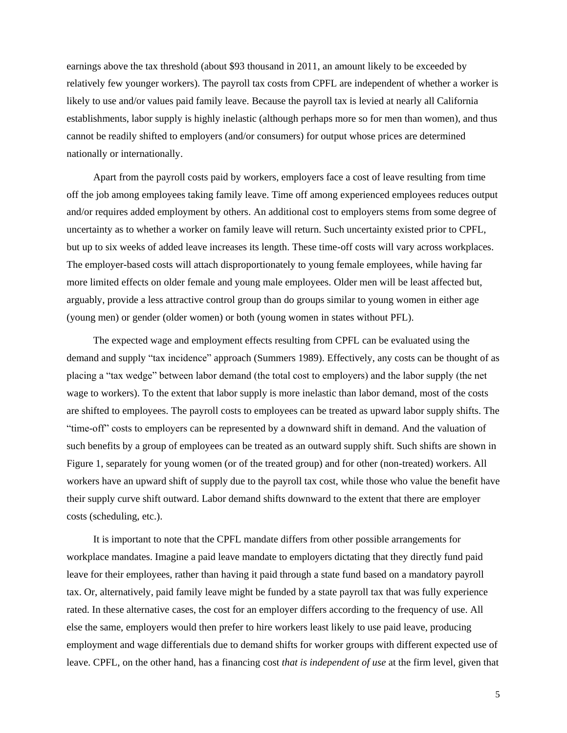earnings above the tax threshold (about $93 thousand in 2011, an amount likely to be exceeded by relatively few younger workers). The payroll tax costs from CPFL are independent of whether a worker is likely to use and/or values paid family leave. Because the payroll tax is levied at nearly all California establishments, labor supply is highly inelastic (although perhaps more so for men than women), and thus cannot be readily shifted to employers (and/or consumers) for output whose prices are determined nationally or internationally.

Apart from the payroll costs paid by workers, employers face a cost of leave resulting from time off the job among employees taking family leave. Time off among experienced employees reduces output and/or requires added employment by others. An additional cost to employers stems from some degree of uncertainty as to whether a worker on family leave will return. Such uncertainty existed prior to CPFL, but up to six weeks of added leave increases its length. These time-off costs will vary across workplaces. The employer-based costs will attach disproportionately to young female employees, while having far more limited effects on older female and young male employees. Older men will be least affected but, arguably, provide a less attractive control group than do groups similar to young women in either age (young men) or gender (older women) or both (young women in states without PFL).

The expected wage and employment effects resulting from CPFL can be evaluated using the demand and supply "tax incidence" approach (Summers 1989). Effectively, any costs can be thought of as placing a "tax wedge" between labor demand (the total cost to employers) and the labor supply (the net wage to workers). To the extent that labor supply is more inelastic than labor demand, most of the costs are shifted to employees. The payroll costs to employees can be treated as upward labor supply shifts. The "time-off" costs to employers can be represented by a downward shift in demand. And the valuation of such benefits by a group of employees can be treated as an outward supply shift. Such shifts are shown in Figure 1, separately for young women (or of the treated group) and for other (non-treated) workers. All workers have an upward shift of supply due to the payroll tax cost, while those who value the benefit have their supply curve shift outward. Labor demand shifts downward to the extent that there are employer costs (scheduling, etc.).

It is important to note that the CPFL mandate differs from other possible arrangements for workplace mandates. Imagine a paid leave mandate to employers dictating that they directly fund paid leave for their employees, rather than having it paid through a state fund based on a mandatory payroll tax. Or, alternatively, paid family leave might be funded by a state payroll tax that was fully experience rated. In these alternative cases, the cost for an employer differs according to the frequency of use. All else the same, employers would then prefer to hire workers least likely to use paid leave, producing employment and wage differentials due to demand shifts for worker groups with different expected use of leave. CPFL, on the other hand, has a financing cost *that is independent of use* at the firm level, given that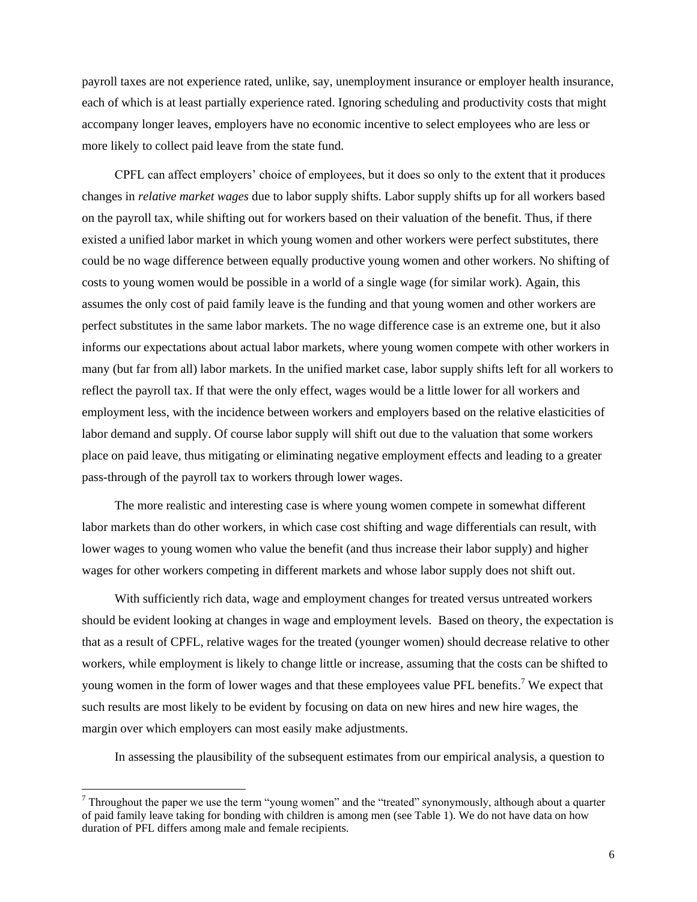payroll taxes are not experience rated, unlike, say, unemployment insurance or employer health insurance, each of which is at least partially experience rated. Ignoring scheduling and productivity costs that might accompany longer leaves, employers have no economic incentive to select employees who are less or more likely to collect paid leave from the state fund.

CPFL can affect employers' choice of employees, but it does so only to the extent that it produces changes in *relative market wages* due to labor supply shifts. Labor supply shifts up for all workers based on the payroll tax, while shifting out for workers based on their valuation of the benefit. Thus, if there existed a unified labor market in which young women and other workers were perfect substitutes, there could be no wage difference between equally productive young women and other workers. No shifting of costs to young women would be possible in a world of a single wage (for similar work). Again, this assumes the only cost of paid family leave is the funding and that young women and other workers are perfect substitutes in the same labor markets. The no wage difference case is an extreme one, but it also informs our expectations about actual labor markets, where young women compete with other workers in many (but far from all) labor markets. In the unified market case, labor supply shifts left for all workers to reflect the payroll tax. If that were the only effect, wages would be a little lower for all workers and employment less, with the incidence between workers and employers based on the relative elasticities of labor demand and supply. Of course labor supply will shift out due to the valuation that some workers place on paid leave, thus mitigating or eliminating negative employment effects and leading to a greater pass-through of the payroll tax to workers through lower wages.

The more realistic and interesting case is where young women compete in somewhat different labor markets than do other workers, in which case cost shifting and wage differentials can result, with lower wages to young women who value the benefit (and thus increase their labor supply) and higher wages for other workers competing in different markets and whose labor supply does not shift out.

With sufficiently rich data, wage and employment changes for treated versus untreated workers should be evident looking at changes in wage and employment levels. Based on theory, the expectation is that as a result of CPFL, relative wages for the treated (younger women) should decrease relative to other workers, while employment is likely to change little or increase, assuming that the costs can be shifted to young women in the form of lower wages and that these employees value PFL benefits.[7] We expect that such results are most likely to be evident by focusing on data on new hires and new hire wages, the margin over which employers can most easily make adjustments.

In assessing the plausibility of the subsequent estimates from our empirical analysis, a question to

[7] Throughout the paper we use the term "young women" and the "treated" synonymously, although about a quarter of paid family leave taking for bonding with children is among men (see Table 1). We do not have data on how duration of PFL differs among male and female recipients.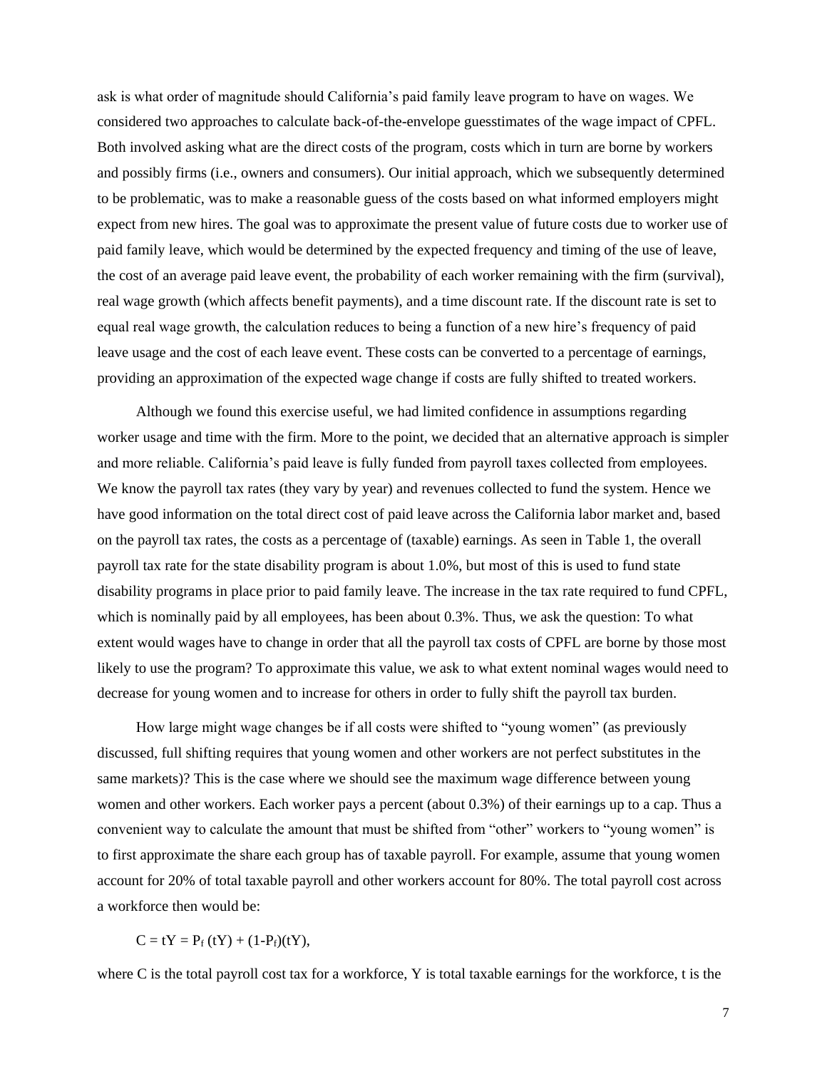ask is what order of magnitude should California's paid family leave program to have on wages. We considered two approaches to calculate back-of-the-envelope guesstimates of the wage impact of CPFL. Both involved asking what are the direct costs of the program, costs which in turn are borne by workers and possibly firms (i.e., owners and consumers). Our initial approach, which we subsequently determined to be problematic, was to make a reasonable guess of the costs based on what informed employers might expect from new hires. The goal was to approximate the present value of future costs due to worker use of paid family leave, which would be determined by the expected frequency and timing of the use of leave, the cost of an average paid leave event, the probability of each worker remaining with the firm (survival), real wage growth (which affects benefit payments), and a time discount rate. If the discount rate is set to equal real wage growth, the calculation reduces to being a function of a new hire's frequency of paid leave usage and the cost of each leave event. These costs can be converted to a percentage of earnings, providing an approximation of the expected wage change if costs are fully shifted to treated workers.

Although we found this exercise useful, we had limited confidence in assumptions regarding worker usage and time with the firm. More to the point, we decided that an alternative approach is simpler and more reliable. California's paid leave is fully funded from payroll taxes collected from employees. We know the payroll tax rates (they vary by year) and revenues collected to fund the system. Hence we have good information on the total direct cost of paid leave across the California labor market and, based on the payroll tax rates, the costs as a percentage of (taxable) earnings. As seen in Table 1, the overall payroll tax rate for the state disability program is about 1.0%, but most of this is used to fund state disability programs in place prior to paid family leave. The increase in the tax rate required to fund CPFL, which is nominally paid by all employees, has been about 0.3%. Thus, we ask the question: To what extent would wages have to change in order that all the payroll tax costs of CPFL are borne by those most likely to use the program? To approximate this value, we ask to what extent nominal wages would need to decrease for young women and to increase for others in order to fully shift the payroll tax burden.

How large might wage changes be if all costs were shifted to "young women" (as previously discussed, full shifting requires that young women and other workers are not perfect substitutes in the same markets)? This is the case where we should see the maximum wage difference between young women and other workers. Each worker pays a percent (about 0.3%) of their earnings up to a cap. Thus a convenient way to calculate the amount that must be shifted from "other" workers to "young women" is to first approximate the share each group has of taxable payroll. For example, assume that young women account for 20% of total taxable payroll and other workers account for 80%. The total payroll cost across a workforce then would be:

$$C = tY = P_f\,(tY) + (1-P_f)(tY),$$

where C is the total payroll cost tax for a workforce, Y is total taxable earnings for the workforce, t is the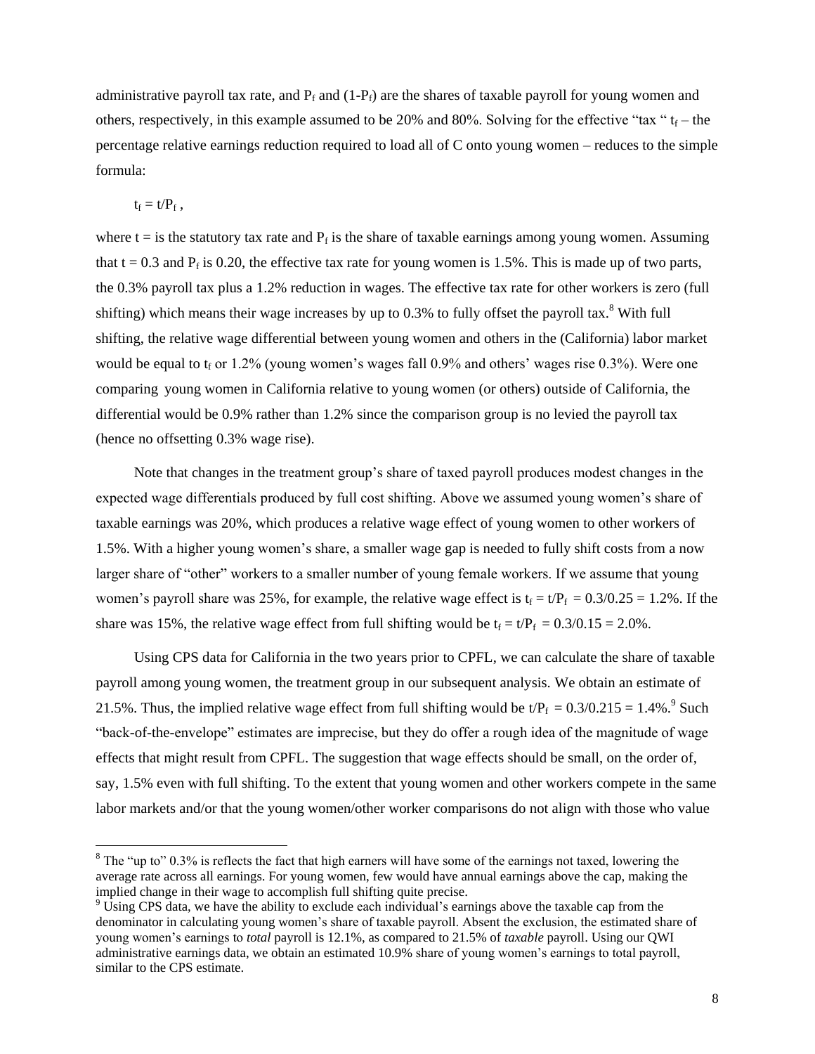administrative payroll tax rate, and $P_f$ and $(1-P_f)$ are the shares of taxable payroll for young women and others, respectively, in this example assumed to be 20% and 80%. Solving for the effective "tax " $t_f$ – the percentage relative earnings reduction required to load all of C onto young women – reduces to the simple formula:

$$t_f = t/P_f \, ,$$

where t = is the statutory tax rate and $P_f$ is the share of taxable earnings among young women. Assuming that t = 0.3 and $P_f$ is 0.20, the effective tax rate for young women is 1.5%. This is made up of two parts, the 0.3% payroll tax plus a 1.2% reduction in wages. The effective tax rate for other workers is zero (full shifting) which means their wage increases by up to 0.3% to fully offset the payroll tax.[8] With full shifting, the relative wage differential between young women and others in the (California) labor market would be equal to $t_f$ or 1.2% (young women's wages fall 0.9% and others' wages rise 0.3%). Were one comparing young women in California relative to young women (or others) outside of California, the differential would be 0.9% rather than 1.2% since the comparison group is no levied the payroll tax (hence no offsetting 0.3% wage rise).

Note that changes in the treatment group's share of taxed payroll produces modest changes in the expected wage differentials produced by full cost shifting. Above we assumed young women's share of taxable earnings was 20%, which produces a relative wage effect of young women to other workers of 1.5%. With a higher young women's share, a smaller wage gap is needed to fully shift costs from a now larger share of "other" workers to a smaller number of young female workers. If we assume that young women's payroll share was 25%, for example, the relative wage effect is $t_f = t/P_f = 0.3/0.25 = 1.2\%$. If the share was 15%, the relative wage effect from full shifting would be $t_f = t/P_f = 0.3/0.15 = 2.0\%$.

Using CPS data for California in the two years prior to CPFL, we can calculate the share of taxable payroll among young women, the treatment group in our subsequent analysis. We obtain an estimate of 21.5%. Thus, the implied relative wage effect from full shifting would be $t/P_f = 0.3/0.215 = 1.4\%$.[9] Such "back-of-the-envelope" estimates are imprecise, but they do offer a rough idea of the magnitude of wage effects that might result from CPFL. The suggestion that wage effects should be small, on the order of, say, 1.5% even with full shifting. To the extent that young women and other workers compete in the same labor markets and/or that the young women/other worker comparisons do not align with those who value

[8] The "up to" 0.3% is reflects the fact that high earners will have some of the earnings not taxed, lowering the average rate across all earnings. For young women, few would have annual earnings above the cap, making the implied change in their wage to accomplish full shifting quite precise.

[9] Using CPS data, we have the ability to exclude each individual's earnings above the taxable cap from the denominator in calculating young women's share of taxable payroll. Absent the exclusion, the estimated share of young women's earnings to *total* payroll is 12.1%, as compared to 21.5% of *taxable* payroll. Using our QWI administrative earnings data, we obtain an estimated 10.9% share of young women's earnings to total payroll, similar to the CPS estimate.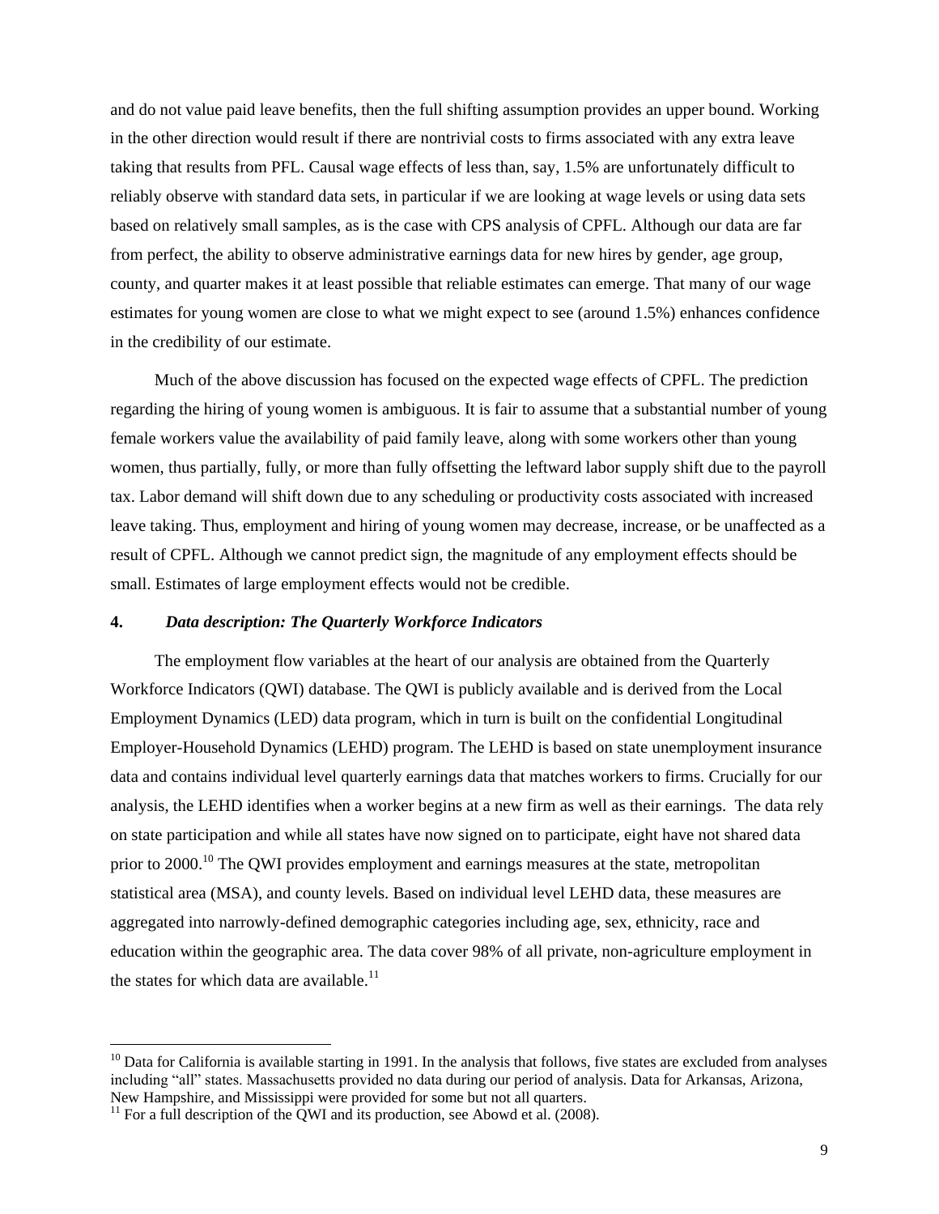and do not value paid leave benefits, then the full shifting assumption provides an upper bound. Working in the other direction would result if there are nontrivial costs to firms associated with any extra leave taking that results from PFL. Causal wage effects of less than, say, 1.5% are unfortunately difficult to reliably observe with standard data sets, in particular if we are looking at wage levels or using data sets based on relatively small samples, as is the case with CPS analysis of CPFL. Although our data are far from perfect, the ability to observe administrative earnings data for new hires by gender, age group, county, and quarter makes it at least possible that reliable estimates can emerge. That many of our wage estimates for young women are close to what we might expect to see (around 1.5%) enhances confidence in the credibility of our estimate.

Much of the above discussion has focused on the expected wage effects of CPFL. The prediction regarding the hiring of young women is ambiguous. It is fair to assume that a substantial number of young female workers value the availability of paid family leave, along with some workers other than young women, thus partially, fully, or more than fully offsetting the leftward labor supply shift due to the payroll tax. Labor demand will shift down due to any scheduling or productivity costs associated with increased leave taking. Thus, employment and hiring of young women may decrease, increase, or be unaffected as a result of CPFL. Although we cannot predict sign, the magnitude of any employment effects should be small. Estimates of large employment effects would not be credible.

## 4. *Data description: The Quarterly Workforce Indicators*

The employment flow variables at the heart of our analysis are obtained from the Quarterly Workforce Indicators (QWI) database. The QWI is publicly available and is derived from the Local Employment Dynamics (LED) data program, which in turn is built on the confidential Longitudinal Employer-Household Dynamics (LEHD) program. The LEHD is based on state unemployment insurance data and contains individual level quarterly earnings data that matches workers to firms. Crucially for our analysis, the LEHD identifies when a worker begins at a new firm as well as their earnings. The data rely on state participation and while all states have now signed on to participate, eight have not shared data prior to 2000.[10] The QWI provides employment and earnings measures at the state, metropolitan statistical area (MSA), and county levels. Based on individual level LEHD data, these measures are aggregated into narrowly-defined demographic categories including age, sex, ethnicity, race and education within the geographic area. The data cover 98% of all private, non-agriculture employment in the states for which data are available.[11]

---

[10] Data for California is available starting in 1991. In the analysis that follows, five states are excluded from analyses including "all" states. Massachusetts provided no data during our period of analysis. Data for Arkansas, Arizona, New Hampshire, and Mississippi were provided for some but not all quarters.

[11] For a full description of the QWI and its production, see Abowd et al. (2008).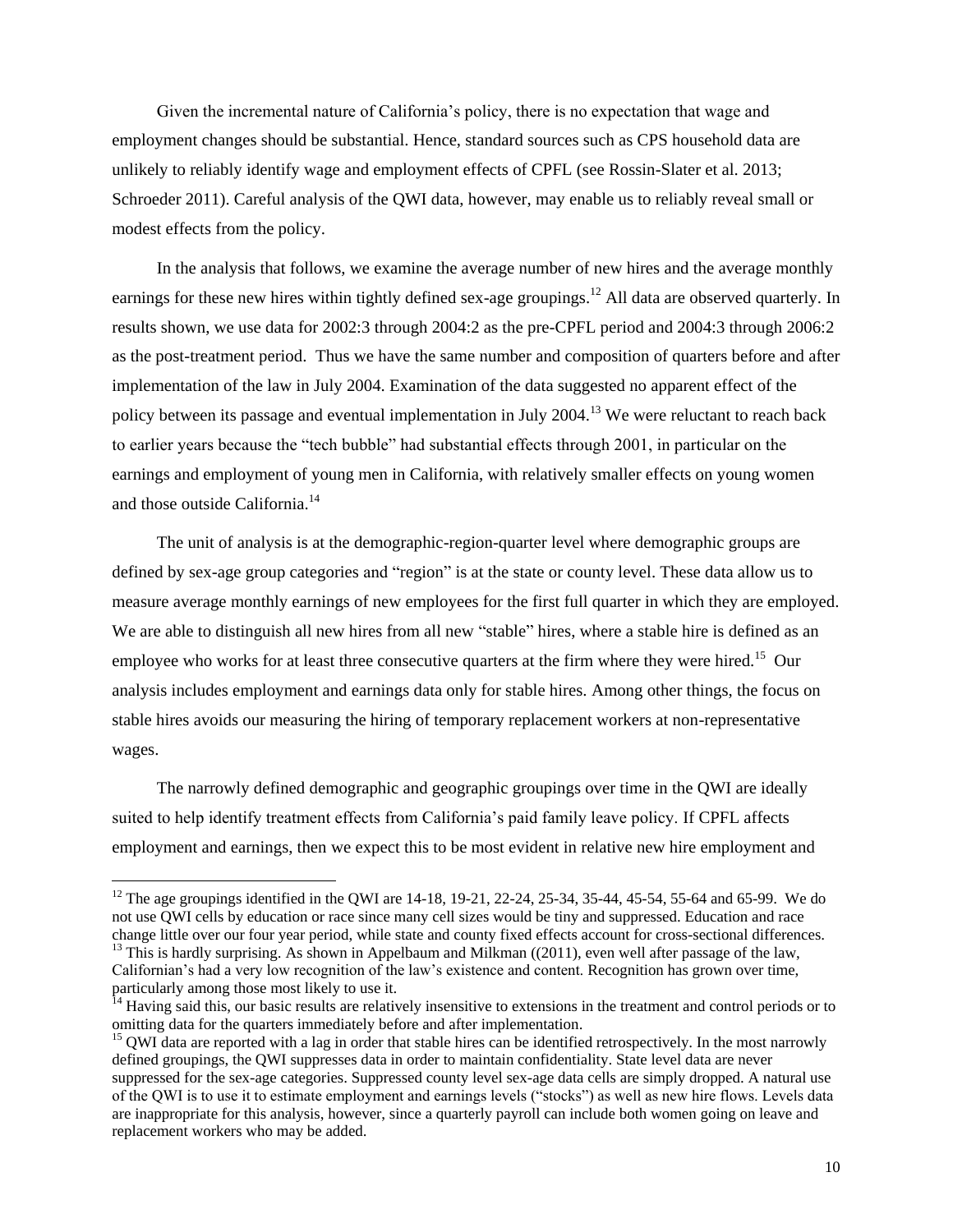Given the incremental nature of California's policy, there is no expectation that wage and employment changes should be substantial. Hence, standard sources such as CPS household data are unlikely to reliably identify wage and employment effects of CPFL (see Rossin-Slater et al. 2013; Schroeder 2011). Careful analysis of the QWI data, however, may enable us to reliably reveal small or modest effects from the policy.

In the analysis that follows, we examine the average number of new hires and the average monthly earnings for these new hires within tightly defined sex-age groupings.[12] All data are observed quarterly. In results shown, we use data for 2002:3 through 2004:2 as the pre-CPFL period and 2004:3 through 2006:2 as the post-treatment period. Thus we have the same number and composition of quarters before and after implementation of the law in July 2004. Examination of the data suggested no apparent effect of the policy between its passage and eventual implementation in July 2004.[13] We were reluctant to reach back to earlier years because the "tech bubble" had substantial effects through 2001, in particular on the earnings and employment of young men in California, with relatively smaller effects on young women and those outside California.[14]

The unit of analysis is at the demographic-region-quarter level where demographic groups are defined by sex-age group categories and "region" is at the state or county level. These data allow us to measure average monthly earnings of new employees for the first full quarter in which they are employed. We are able to distinguish all new hires from all new "stable" hires, where a stable hire is defined as an employee who works for at least three consecutive quarters at the firm where they were hired.[15] Our analysis includes employment and earnings data only for stable hires. Among other things, the focus on stable hires avoids our measuring the hiring of temporary replacement workers at non-representative wages.

The narrowly defined demographic and geographic groupings over time in the QWI are ideally suited to help identify treatment effects from California's paid family leave policy. If CPFL affects employment and earnings, then we expect this to be most evident in relative new hire employment and

---

[12] The age groupings identified in the QWI are 14-18, 19-21, 22-24, 25-34, 35-44, 45-54, 55-64 and 65-99. We do not use QWI cells by education or race since many cell sizes would be tiny and suppressed. Education and race change little over our four year period, while state and county fixed effects account for cross-sectional differences.

[13] This is hardly surprising. As shown in Appelbaum and Milkman ((2011), even well after passage of the law, Californian's had a very low recognition of the law's existence and content. Recognition has grown over time, particularly among those most likely to use it.

[14] Having said this, our basic results are relatively insensitive to extensions in the treatment and control periods or to omitting data for the quarters immediately before and after implementation.

[15] QWI data are reported with a lag in order that stable hires can be identified retrospectively. In the most narrowly defined groupings, the QWI suppresses data in order to maintain confidentiality. State level data are never suppressed for the sex-age categories. Suppressed county level sex-age data cells are simply dropped. A natural use of the QWI is to use it to estimate employment and earnings levels ("stocks") as well as new hire flows. Levels data are inappropriate for this analysis, however, since a quarterly payroll can include both women going on leave and replacement workers who may be added.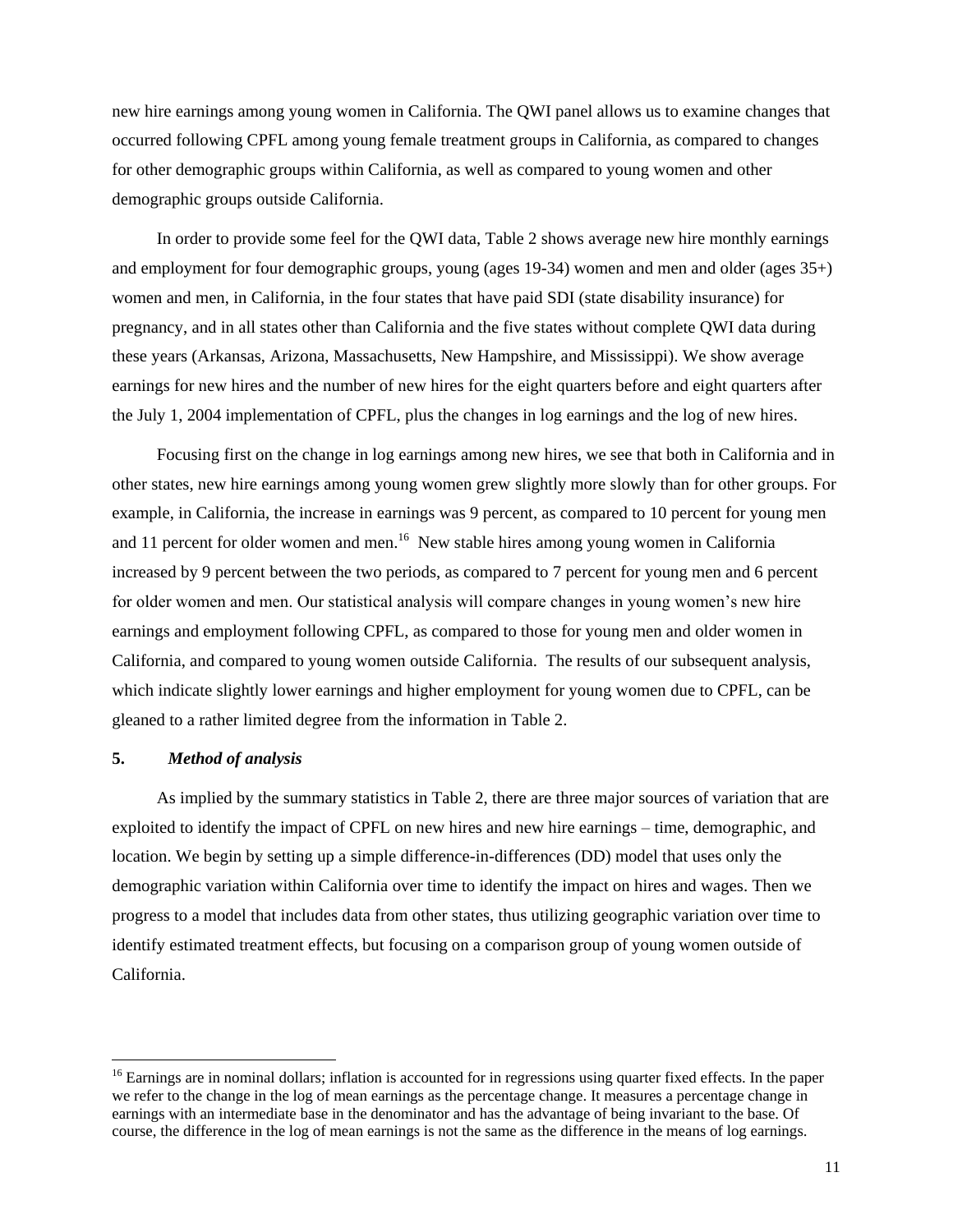new hire earnings among young women in California. The QWI panel allows us to examine changes that occurred following CPFL among young female treatment groups in California, as compared to changes for other demographic groups within California, as well as compared to young women and other demographic groups outside California.

In order to provide some feel for the QWI data, Table 2 shows average new hire monthly earnings and employment for four demographic groups, young (ages 19-34) women and men and older (ages 35+) women and men, in California, in the four states that have paid SDI (state disability insurance) for pregnancy, and in all states other than California and the five states without complete QWI data during these years (Arkansas, Arizona, Massachusetts, New Hampshire, and Mississippi). We show average earnings for new hires and the number of new hires for the eight quarters before and eight quarters after the July 1, 2004 implementation of CPFL, plus the changes in log earnings and the log of new hires.

Focusing first on the change in log earnings among new hires, we see that both in California and in other states, new hire earnings among young women grew slightly more slowly than for other groups. For example, in California, the increase in earnings was 9 percent, as compared to 10 percent for young men and 11 percent for older women and men.[16] New stable hires among young women in California increased by 9 percent between the two periods, as compared to 7 percent for young men and 6 percent for older women and men. Our statistical analysis will compare changes in young women's new hire earnings and employment following CPFL, as compared to those for young men and older women in California, and compared to young women outside California. The results of our subsequent analysis, which indicate slightly lower earnings and higher employment for young women due to CPFL, can be gleaned to a rather limited degree from the information in Table 2.

## 5. *Method of analysis*

As implied by the summary statistics in Table 2, there are three major sources of variation that are exploited to identify the impact of CPFL on new hires and new hire earnings – time, demographic, and location. We begin by setting up a simple difference-in-differences (DD) model that uses only the demographic variation within California over time to identify the impact on hires and wages. Then we progress to a model that includes data from other states, thus utilizing geographic variation over time to identify estimated treatment effects, but focusing on a comparison group of young women outside of California.

---

[16] Earnings are in nominal dollars; inflation is accounted for in regressions using quarter fixed effects. In the paper we refer to the change in the log of mean earnings as the percentage change. It measures a percentage change in earnings with an intermediate base in the denominator and has the advantage of being invariant to the base. Of course, the difference in the log of mean earnings is not the same as the difference in the means of log earnings.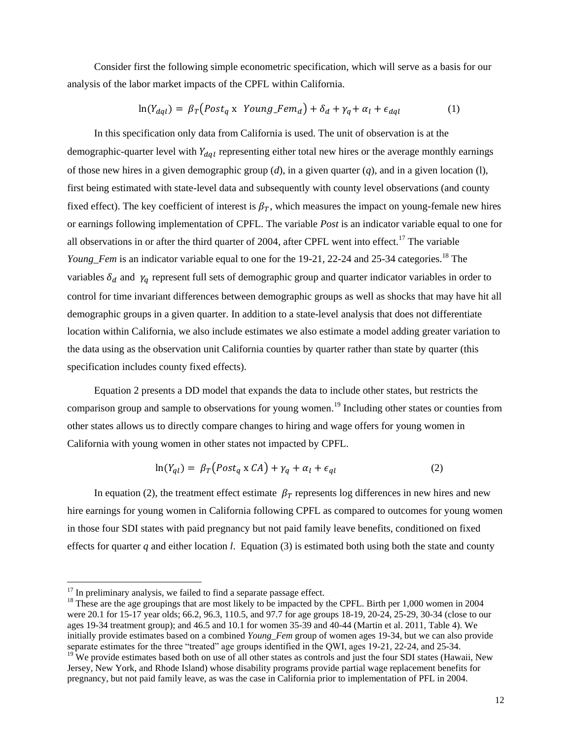Consider first the following simple econometric specification, which will serve as a basis for our analysis of the labor market impacts of the CPFL within California.

$$\ln(Y_{dql}) = \beta_T(Post_q \text{ x } Young\_Fem_d) + \delta_d + \gamma_q + \alpha_l + \epsilon_{dql} \qquad (1)$$

In this specification only data from California is used. The unit of observation is at the demographic-quarter level with $Y_{dql}$ representing either total new hires or the average monthly earnings of those new hires in a given demographic group (*d*), in a given quarter (*q*), and in a given location (l), first being estimated with state-level data and subsequently with county level observations (and county fixed effect). The key coefficient of interest is $\beta_T$, which measures the impact on young-female new hires or earnings following implementation of CPFL. The variable *Post* is an indicator variable equal to one for all observations in or after the third quarter of 2004, after CPFL went into effect.[17] The variable *Young_Fem* is an indicator variable equal to one for the 19-21, 22-24 and 25-34 categories.[18] The variables $\delta_d$ and $\gamma_q$ represent full sets of demographic group and quarter indicator variables in order to control for time invariant differences between demographic groups as well as shocks that may have hit all demographic groups in a given quarter. In addition to a state-level analysis that does not differentiate location within California, we also include estimates we also estimate a model adding greater variation to the data using as the observation unit California counties by quarter rather than state by quarter (this specification includes county fixed effects).

Equation 2 presents a DD model that expands the data to include other states, but restricts the comparison group and sample to observations for young women.[19] Including other states or counties from other states allows us to directly compare changes to hiring and wage offers for young women in California with young women in other states not impacted by CPFL.

$$\ln(Y_{ql}) = \beta_T(Post_q \text{ x } CA) + \gamma_q + \alpha_l + \epsilon_{ql} \qquad (2)$$

In equation (2), the treatment effect estimate $\beta_T$ represents log differences in new hires and new hire earnings for young women in California following CPFL as compared to outcomes for young women in those four SDI states with paid pregnancy but not paid family leave benefits, conditioned on fixed effects for quarter *q* and either location *l*. Equation (3) is estimated both using both the state and county

---

[17] In preliminary analysis, we failed to find a separate passage effect.

[18] These are the age groupings that are most likely to be impacted by the CPFL. Birth per 1,000 women in 2004 were 20.1 for 15-17 year olds; 66.2, 96.3, 110.5, and 97.7 for age groups 18-19, 20-24, 25-29, 30-34 (close to our ages 19-34 treatment group); and 46.5 and 10.1 for women 35-39 and 40-44 (Martin et al. 2011, Table 4). We initially provide estimates based on a combined *Young_Fem* group of women ages 19-34, but we can also provide separate estimates for the three "treated" age groups identified in the QWI, ages 19-21, 22-24, and 25-34.

[19] We provide estimates based both on use of all other states as controls and just the four SDI states (Hawaii, New Jersey, New York, and Rhode Island) whose disability programs provide partial wage replacement benefits for pregnancy, but not paid family leave, as was the case in California prior to implementation of PFL in 2004.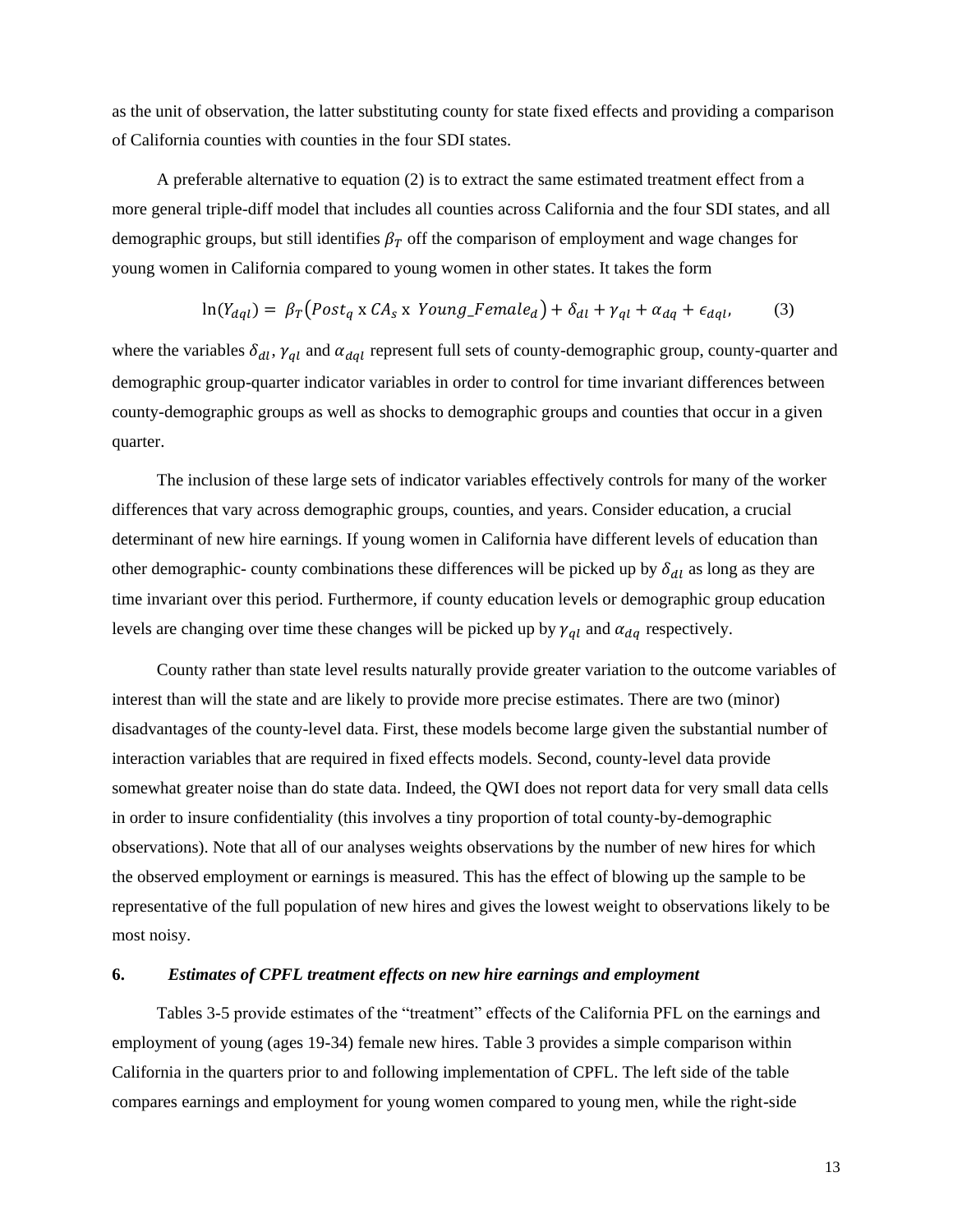as the unit of observation, the latter substituting county for state fixed effects and providing a comparison of California counties with counties in the four SDI states.

A preferable alternative to equation (2) is to extract the same estimated treatment effect from a more general triple-diff model that includes all counties across California and the four SDI states, and all demographic groups, but still identifies $\beta_T$ off the comparison of employment and wage changes for young women in California compared to young women in other states. It takes the form

$$\ln(Y_{dql}) = \beta_T(Post_q \text{ x } CA_s \text{ x } Young\_Female_d) + \delta_{dl} + \gamma_{ql} + \alpha_{dq} + \epsilon_{dql}, \qquad (3)$$

where the variables $\delta_{dl}$, $\gamma_{ql}$ and $\alpha_{dql}$ represent full sets of county-demographic group, county-quarter and demographic group-quarter indicator variables in order to control for time invariant differences between county-demographic groups as well as shocks to demographic groups and counties that occur in a given quarter.

The inclusion of these large sets of indicator variables effectively controls for many of the worker differences that vary across demographic groups, counties, and years. Consider education, a crucial determinant of new hire earnings. If young women in California have different levels of education than other demographic- county combinations these differences will be picked up by $\delta_{dl}$ as long as they are time invariant over this period. Furthermore, if county education levels or demographic group education levels are changing over time these changes will be picked up by $\gamma_{ql}$ and $\alpha_{dq}$ respectively.

County rather than state level results naturally provide greater variation to the outcome variables of interest than will the state and are likely to provide more precise estimates. There are two (minor) disadvantages of the county-level data. First, these models become large given the substantial number of interaction variables that are required in fixed effects models. Second, county-level data provide somewhat greater noise than do state data. Indeed, the QWI does not report data for very small data cells in order to insure confidentiality (this involves a tiny proportion of total county-by-demographic observations). Note that all of our analyses weights observations by the number of new hires for which the observed employment or earnings is measured. This has the effect of blowing up the sample to be representative of the full population of new hires and gives the lowest weight to observations likely to be most noisy.

## 6. *Estimates of CPFL treatment effects on new hire earnings and employment*

Tables 3-5 provide estimates of the "treatment" effects of the California PFL on the earnings and employment of young (ages 19-34) female new hires. Table 3 provides a simple comparison within California in the quarters prior to and following implementation of CPFL. The left side of the table compares earnings and employment for young women compared to young men, while the right-side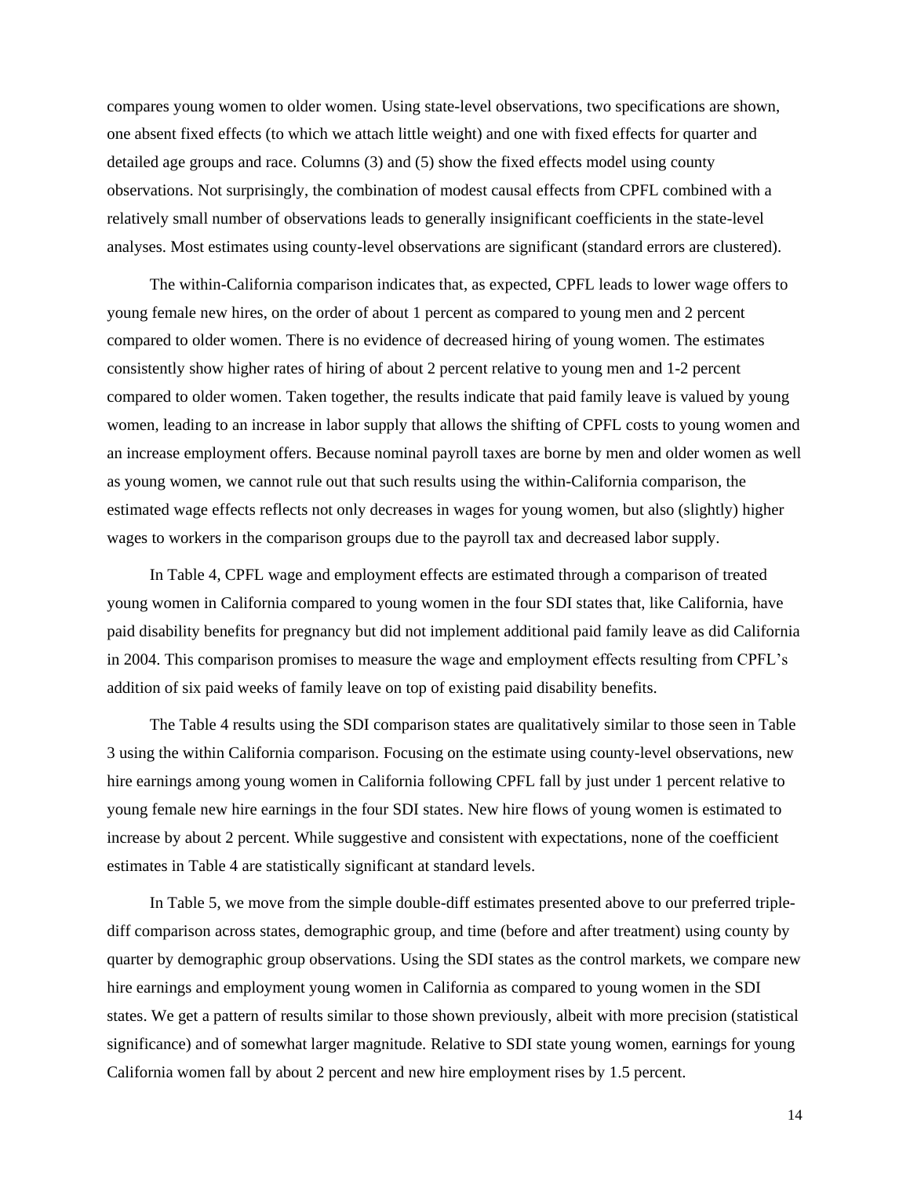compares young women to older women. Using state-level observations, two specifications are shown, one absent fixed effects (to which we attach little weight) and one with fixed effects for quarter and detailed age groups and race. Columns (3) and (5) show the fixed effects model using county observations. Not surprisingly, the combination of modest causal effects from CPFL combined with a relatively small number of observations leads to generally insignificant coefficients in the state-level analyses. Most estimates using county-level observations are significant (standard errors are clustered).

The within-California comparison indicates that, as expected, CPFL leads to lower wage offers to young female new hires, on the order of about 1 percent as compared to young men and 2 percent compared to older women. There is no evidence of decreased hiring of young women. The estimates consistently show higher rates of hiring of about 2 percent relative to young men and 1-2 percent compared to older women. Taken together, the results indicate that paid family leave is valued by young women, leading to an increase in labor supply that allows the shifting of CPFL costs to young women and an increase employment offers. Because nominal payroll taxes are borne by men and older women as well as young women, we cannot rule out that such results using the within-California comparison, the estimated wage effects reflects not only decreases in wages for young women, but also (slightly) higher wages to workers in the comparison groups due to the payroll tax and decreased labor supply.

In Table 4, CPFL wage and employment effects are estimated through a comparison of treated young women in California compared to young women in the four SDI states that, like California, have paid disability benefits for pregnancy but did not implement additional paid family leave as did California in 2004. This comparison promises to measure the wage and employment effects resulting from CPFL's addition of six paid weeks of family leave on top of existing paid disability benefits.

The Table 4 results using the SDI comparison states are qualitatively similar to those seen in Table 3 using the within California comparison. Focusing on the estimate using county-level observations, new hire earnings among young women in California following CPFL fall by just under 1 percent relative to young female new hire earnings in the four SDI states. New hire flows of young women is estimated to increase by about 2 percent. While suggestive and consistent with expectations, none of the coefficient estimates in Table 4 are statistically significant at standard levels.

In Table 5, we move from the simple double-diff estimates presented above to our preferred triple-diff comparison across states, demographic group, and time (before and after treatment) using county by quarter by demographic group observations. Using the SDI states as the control markets, we compare new hire earnings and employment young women in California as compared to young women in the SDI states. We get a pattern of results similar to those shown previously, albeit with more precision (statistical significance) and of somewhat larger magnitude. Relative to SDI state young women, earnings for young California women fall by about 2 percent and new hire employment rises by 1.5 percent.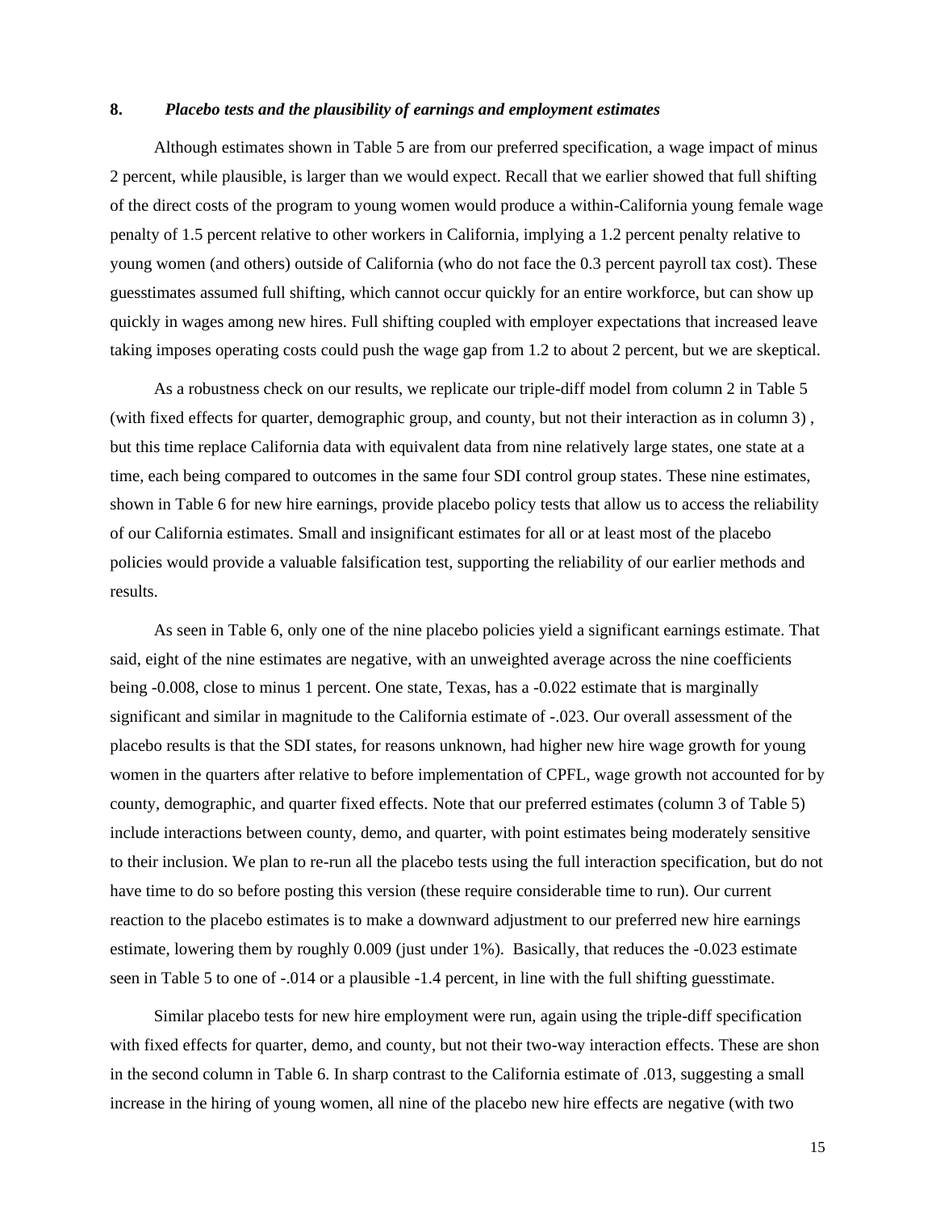## 8. *Placebo tests and the plausibility of earnings and employment estimates*

Although estimates shown in Table 5 are from our preferred specification, a wage impact of minus 2 percent, while plausible, is larger than we would expect. Recall that we earlier showed that full shifting of the direct costs of the program to young women would produce a within-California young female wage penalty of 1.5 percent relative to other workers in California, implying a 1.2 percent penalty relative to young women (and others) outside of California (who do not face the 0.3 percent payroll tax cost). These guesstimates assumed full shifting, which cannot occur quickly for an entire workforce, but can show up quickly in wages among new hires. Full shifting coupled with employer expectations that increased leave taking imposes operating costs could push the wage gap from 1.2 to about 2 percent, but we are skeptical.

As a robustness check on our results, we replicate our triple-diff model from column 2 in Table 5 (with fixed effects for quarter, demographic group, and county, but not their interaction as in column 3) , but this time replace California data with equivalent data from nine relatively large states, one state at a time, each being compared to outcomes in the same four SDI control group states. These nine estimates, shown in Table 6 for new hire earnings, provide placebo policy tests that allow us to access the reliability of our California estimates. Small and insignificant estimates for all or at least most of the placebo policies would provide a valuable falsification test, supporting the reliability of our earlier methods and results.

As seen in Table 6, only one of the nine placebo policies yield a significant earnings estimate. That said, eight of the nine estimates are negative, with an unweighted average across the nine coefficients being -0.008, close to minus 1 percent. One state, Texas, has a -0.022 estimate that is marginally significant and similar in magnitude to the California estimate of -.023. Our overall assessment of the placebo results is that the SDI states, for reasons unknown, had higher new hire wage growth for young women in the quarters after relative to before implementation of CPFL, wage growth not accounted for by county, demographic, and quarter fixed effects. Note that our preferred estimates (column 3 of Table 5) include interactions between county, demo, and quarter, with point estimates being moderately sensitive to their inclusion. We plan to re-run all the placebo tests using the full interaction specification, but do not have time to do so before posting this version (these require considerable time to run). Our current reaction to the placebo estimates is to make a downward adjustment to our preferred new hire earnings estimate, lowering them by roughly 0.009 (just under 1%). Basically, that reduces the -0.023 estimate seen in Table 5 to one of -.014 or a plausible -1.4 percent, in line with the full shifting guesstimate.

Similar placebo tests for new hire employment were run, again using the triple-diff specification with fixed effects for quarter, demo, and county, but not their two-way interaction effects. These are shon in the second column in Table 6. In sharp contrast to the California estimate of .013, suggesting a small increase in the hiring of young women, all nine of the placebo new hire effects are negative (with two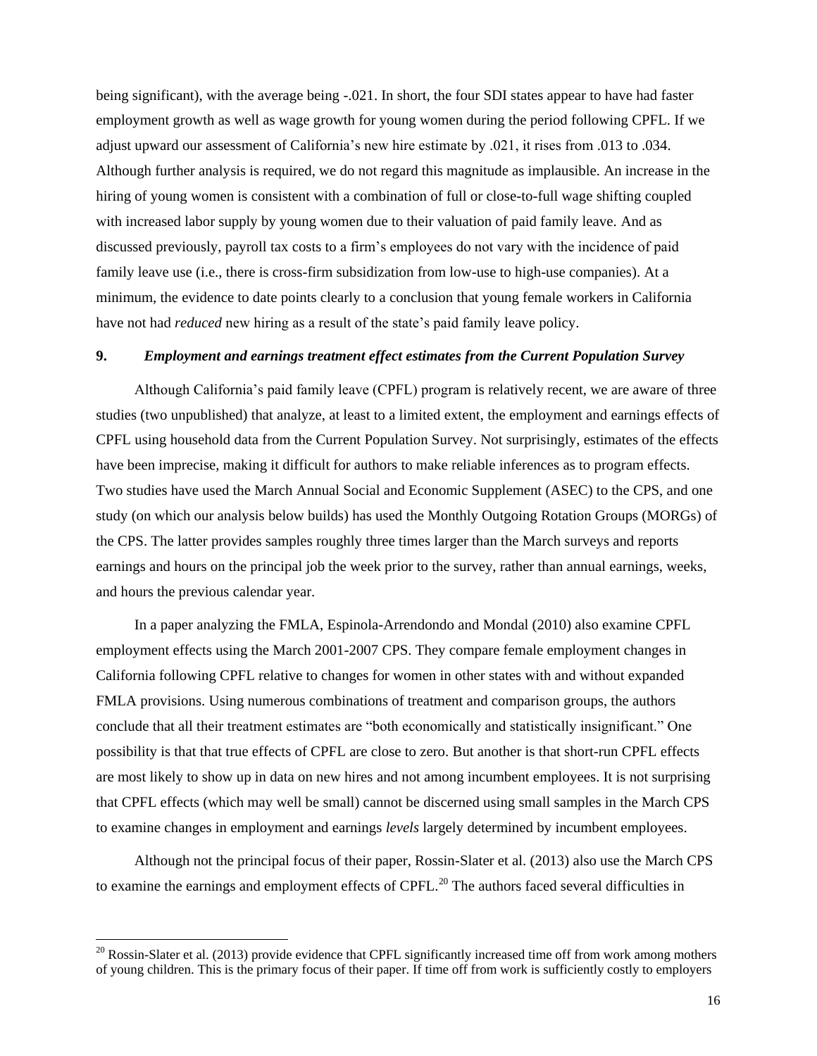being significant), with the average being -.021. In short, the four SDI states appear to have had faster employment growth as well as wage growth for young women during the period following CPFL. If we adjust upward our assessment of California's new hire estimate by .021, it rises from .013 to .034. Although further analysis is required, we do not regard this magnitude as implausible. An increase in the hiring of young women is consistent with a combination of full or close-to-full wage shifting coupled with increased labor supply by young women due to their valuation of paid family leave. And as discussed previously, payroll tax costs to a firm's employees do not vary with the incidence of paid family leave use (i.e., there is cross-firm subsidization from low-use to high-use companies). At a minimum, the evidence to date points clearly to a conclusion that young female workers in California have not had *reduced* new hiring as a result of the state's paid family leave policy.

## 9. *Employment and earnings treatment effect estimates from the Current Population Survey*

Although California's paid family leave (CPFL) program is relatively recent, we are aware of three studies (two unpublished) that analyze, at least to a limited extent, the employment and earnings effects of CPFL using household data from the Current Population Survey. Not surprisingly, estimates of the effects have been imprecise, making it difficult for authors to make reliable inferences as to program effects. Two studies have used the March Annual Social and Economic Supplement (ASEC) to the CPS, and one study (on which our analysis below builds) has used the Monthly Outgoing Rotation Groups (MORGs) of the CPS. The latter provides samples roughly three times larger than the March surveys and reports earnings and hours on the principal job the week prior to the survey, rather than annual earnings, weeks, and hours the previous calendar year.

In a paper analyzing the FMLA, Espinola-Arrendondo and Mondal (2010) also examine CPFL employment effects using the March 2001-2007 CPS. They compare female employment changes in California following CPFL relative to changes for women in other states with and without expanded FMLA provisions. Using numerous combinations of treatment and comparison groups, the authors conclude that all their treatment estimates are "both economically and statistically insignificant." One possibility is that that true effects of CPFL are close to zero. But another is that short-run CPFL effects are most likely to show up in data on new hires and not among incumbent employees. It is not surprising that CPFL effects (which may well be small) cannot be discerned using small samples in the March CPS to examine changes in employment and earnings *levels* largely determined by incumbent employees.

Although not the principal focus of their paper, Rossin-Slater et al. (2013) also use the March CPS to examine the earnings and employment effects of CPFL.[20] The authors faced several difficulties in

[20] Rossin-Slater et al. (2013) provide evidence that CPFL significantly increased time off from work among mothers of young children. This is the primary focus of their paper. If time off from work is sufficiently costly to employers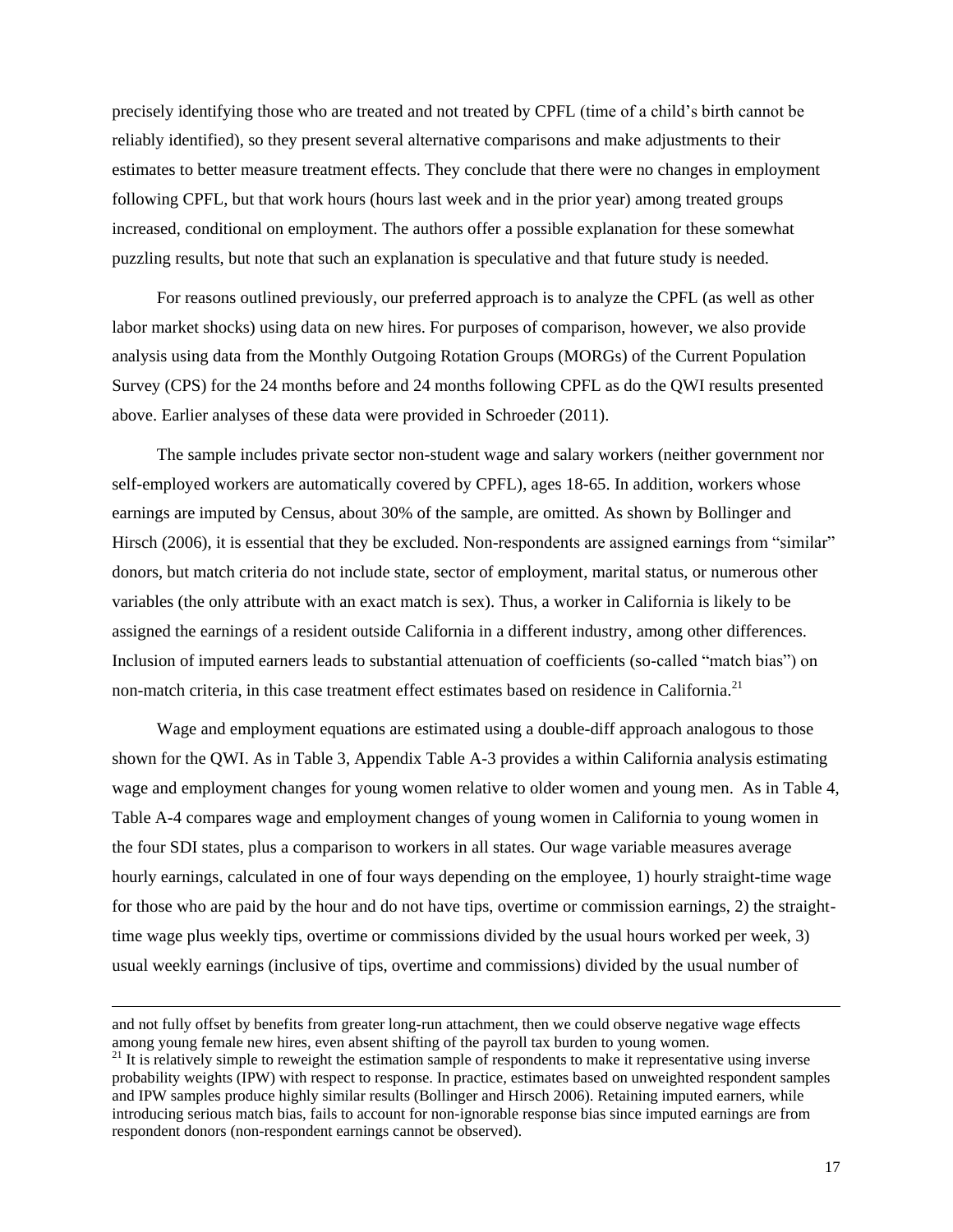precisely identifying those who are treated and not treated by CPFL (time of a child's birth cannot be reliably identified), so they present several alternative comparisons and make adjustments to their estimates to better measure treatment effects. They conclude that there were no changes in employment following CPFL, but that work hours (hours last week and in the prior year) among treated groups increased, conditional on employment. The authors offer a possible explanation for these somewhat puzzling results, but note that such an explanation is speculative and that future study is needed.

For reasons outlined previously, our preferred approach is to analyze the CPFL (as well as other labor market shocks) using data on new hires. For purposes of comparison, however, we also provide analysis using data from the Monthly Outgoing Rotation Groups (MORGs) of the Current Population Survey (CPS) for the 24 months before and 24 months following CPFL as do the QWI results presented above. Earlier analyses of these data were provided in Schroeder (2011).

The sample includes private sector non-student wage and salary workers (neither government nor self-employed workers are automatically covered by CPFL), ages 18-65. In addition, workers whose earnings are imputed by Census, about 30% of the sample, are omitted. As shown by Bollinger and Hirsch (2006), it is essential that they be excluded. Non-respondents are assigned earnings from "similar" donors, but match criteria do not include state, sector of employment, marital status, or numerous other variables (the only attribute with an exact match is sex). Thus, a worker in California is likely to be assigned the earnings of a resident outside California in a different industry, among other differences. Inclusion of imputed earners leads to substantial attenuation of coefficients (so-called "match bias") on non-match criteria, in this case treatment effect estimates based on residence in California.[21]

Wage and employment equations are estimated using a double-diff approach analogous to those shown for the QWI. As in Table 3, Appendix Table A-3 provides a within California analysis estimating wage and employment changes for young women relative to older women and young men. As in Table 4, Table A-4 compares wage and employment changes of young women in California to young women in the four SDI states, plus a comparison to workers in all states. Our wage variable measures average hourly earnings, calculated in one of four ways depending on the employee, 1) hourly straight-time wage for those who are paid by the hour and do not have tips, overtime or commission earnings, 2) the straight-time wage plus weekly tips, overtime or commissions divided by the usual hours worked per week, 3) usual weekly earnings (inclusive of tips, overtime and commissions) divided by the usual number of

---

and not fully offset by benefits from greater long-run attachment, then we could observe negative wage effects among young female new hires, even absent shifting of the payroll tax burden to young women.

[21] It is relatively simple to reweight the estimation sample of respondents to make it representative using inverse probability weights (IPW) with respect to response. In practice, estimates based on unweighted respondent samples and IPW samples produce highly similar results (Bollinger and Hirsch 2006). Retaining imputed earners, while introducing serious match bias, fails to account for non-ignorable response bias since imputed earnings are from respondent donors (non-respondent earnings cannot be observed).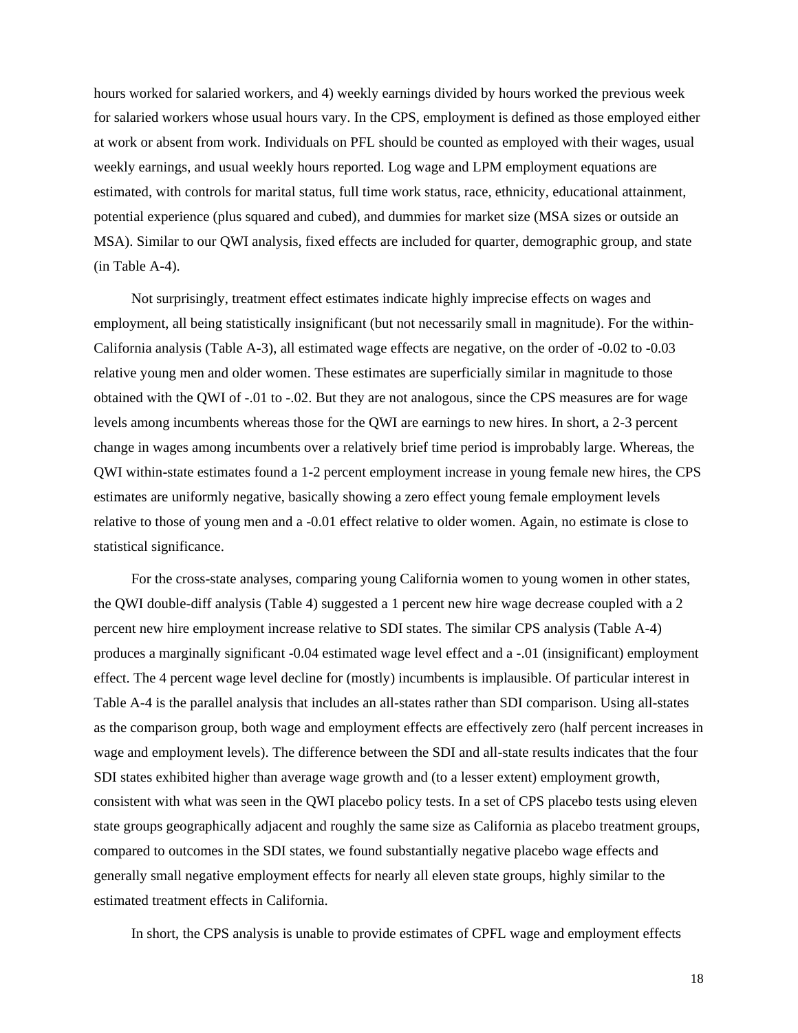hours worked for salaried workers, and 4) weekly earnings divided by hours worked the previous week for salaried workers whose usual hours vary. In the CPS, employment is defined as those employed either at work or absent from work. Individuals on PFL should be counted as employed with their wages, usual weekly earnings, and usual weekly hours reported. Log wage and LPM employment equations are estimated, with controls for marital status, full time work status, race, ethnicity, educational attainment, potential experience (plus squared and cubed), and dummies for market size (MSA sizes or outside an MSA). Similar to our QWI analysis, fixed effects are included for quarter, demographic group, and state (in Table A-4).

Not surprisingly, treatment effect estimates indicate highly imprecise effects on wages and employment, all being statistically insignificant (but not necessarily small in magnitude). For the within-California analysis (Table A-3), all estimated wage effects are negative, on the order of -0.02 to -0.03 relative young men and older women. These estimates are superficially similar in magnitude to those obtained with the QWI of -.01 to -.02. But they are not analogous, since the CPS measures are for wage levels among incumbents whereas those for the QWI are earnings to new hires. In short, a 2-3 percent change in wages among incumbents over a relatively brief time period is improbably large. Whereas, the QWI within-state estimates found a 1-2 percent employment increase in young female new hires, the CPS estimates are uniformly negative, basically showing a zero effect young female employment levels relative to those of young men and a -0.01 effect relative to older women. Again, no estimate is close to statistical significance.

For the cross-state analyses, comparing young California women to young women in other states, the QWI double-diff analysis (Table 4) suggested a 1 percent new hire wage decrease coupled with a 2 percent new hire employment increase relative to SDI states. The similar CPS analysis (Table A-4) produces a marginally significant -0.04 estimated wage level effect and a -.01 (insignificant) employment effect. The 4 percent wage level decline for (mostly) incumbents is implausible. Of particular interest in Table A-4 is the parallel analysis that includes an all-states rather than SDI comparison. Using all-states as the comparison group, both wage and employment effects are effectively zero (half percent increases in wage and employment levels). The difference between the SDI and all-state results indicates that the four SDI states exhibited higher than average wage growth and (to a lesser extent) employment growth, consistent with what was seen in the QWI placebo policy tests. In a set of CPS placebo tests using eleven state groups geographically adjacent and roughly the same size as California as placebo treatment groups, compared to outcomes in the SDI states, we found substantially negative placebo wage effects and generally small negative employment effects for nearly all eleven state groups, highly similar to the estimated treatment effects in California.

In short, the CPS analysis is unable to provide estimates of CPFL wage and employment effects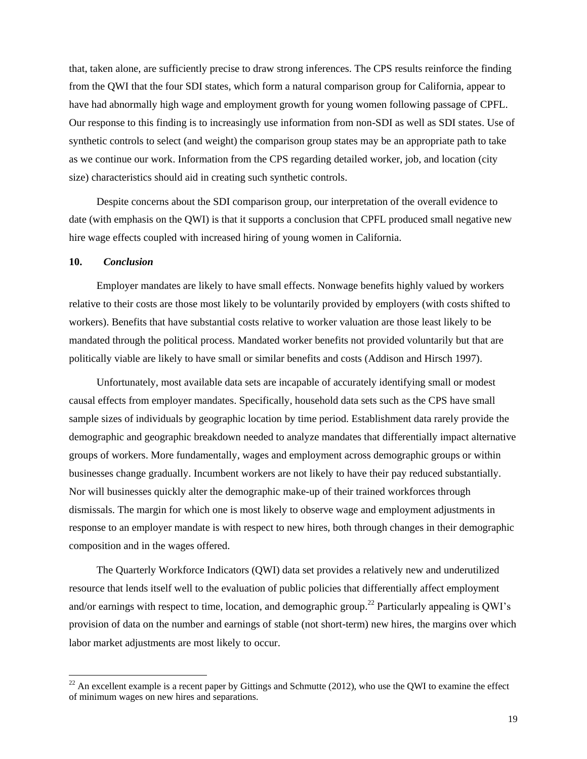that, taken alone, are sufficiently precise to draw strong inferences. The CPS results reinforce the finding from the QWI that the four SDI states, which form a natural comparison group for California, appear to have had abnormally high wage and employment growth for young women following passage of CPFL. Our response to this finding is to increasingly use information from non-SDI as well as SDI states. Use of synthetic controls to select (and weight) the comparison group states may be an appropriate path to take as we continue our work. Information from the CPS regarding detailed worker, job, and location (city size) characteristics should aid in creating such synthetic controls.

Despite concerns about the SDI comparison group, our interpretation of the overall evidence to date (with emphasis on the QWI) is that it supports a conclusion that CPFL produced small negative new hire wage effects coupled with increased hiring of young women in California.

## 10. *Conclusion*

Employer mandates are likely to have small effects. Nonwage benefits highly valued by workers relative to their costs are those most likely to be voluntarily provided by employers (with costs shifted to workers). Benefits that have substantial costs relative to worker valuation are those least likely to be mandated through the political process. Mandated worker benefits not provided voluntarily but that are politically viable are likely to have small or similar benefits and costs (Addison and Hirsch 1997).

Unfortunately, most available data sets are incapable of accurately identifying small or modest causal effects from employer mandates. Specifically, household data sets such as the CPS have small sample sizes of individuals by geographic location by time period. Establishment data rarely provide the demographic and geographic breakdown needed to analyze mandates that differentially impact alternative groups of workers. More fundamentally, wages and employment across demographic groups or within businesses change gradually. Incumbent workers are not likely to have their pay reduced substantially. Nor will businesses quickly alter the demographic make-up of their trained workforces through dismissals. The margin for which one is most likely to observe wage and employment adjustments in response to an employer mandate is with respect to new hires, both through changes in their demographic composition and in the wages offered.

The Quarterly Workforce Indicators (QWI) data set provides a relatively new and underutilized resource that lends itself well to the evaluation of public policies that differentially affect employment and/or earnings with respect to time, location, and demographic group.[22] Particularly appealing is QWI's provision of data on the number and earnings of stable (not short-term) new hires, the margins over which labor market adjustments are most likely to occur.

[22] An excellent example is a recent paper by Gittings and Schmutte (2012), who use the QWI to examine the effect of minimum wages on new hires and separations.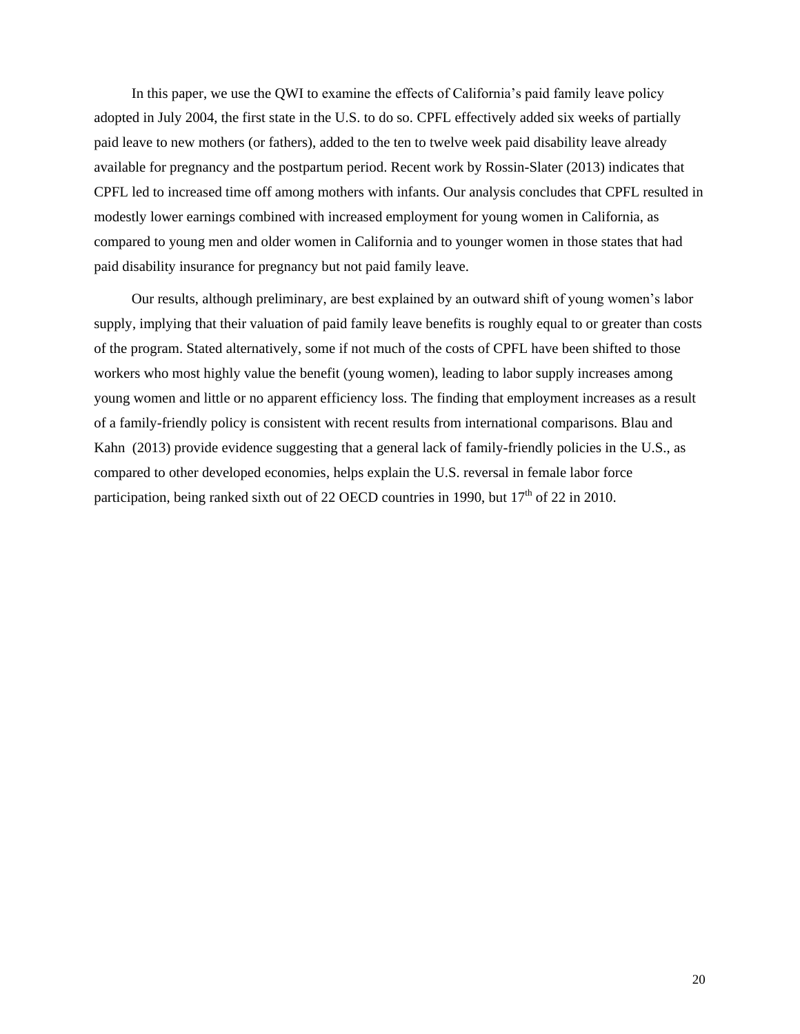In this paper, we use the QWI to examine the effects of California's paid family leave policy adopted in July 2004, the first state in the U.S. to do so. CPFL effectively added six weeks of partially paid leave to new mothers (or fathers), added to the ten to twelve week paid disability leave already available for pregnancy and the postpartum period. Recent work by Rossin-Slater (2013) indicates that CPFL led to increased time off among mothers with infants. Our analysis concludes that CPFL resulted in modestly lower earnings combined with increased employment for young women in California, as compared to young men and older women in California and to younger women in those states that had paid disability insurance for pregnancy but not paid family leave.

Our results, although preliminary, are best explained by an outward shift of young women's labor supply, implying that their valuation of paid family leave benefits is roughly equal to or greater than costs of the program. Stated alternatively, some if not much of the costs of CPFL have been shifted to those workers who most highly value the benefit (young women), leading to labor supply increases among young women and little or no apparent efficiency loss. The finding that employment increases as a result of a family-friendly policy is consistent with recent results from international comparisons. Blau and Kahn (2013) provide evidence suggesting that a general lack of family-friendly policies in the U.S., as compared to other developed economies, helps explain the U.S. reversal in female labor force participation, being ranked sixth out of 22 OECD countries in 1990, but 17th of 22 in 2010.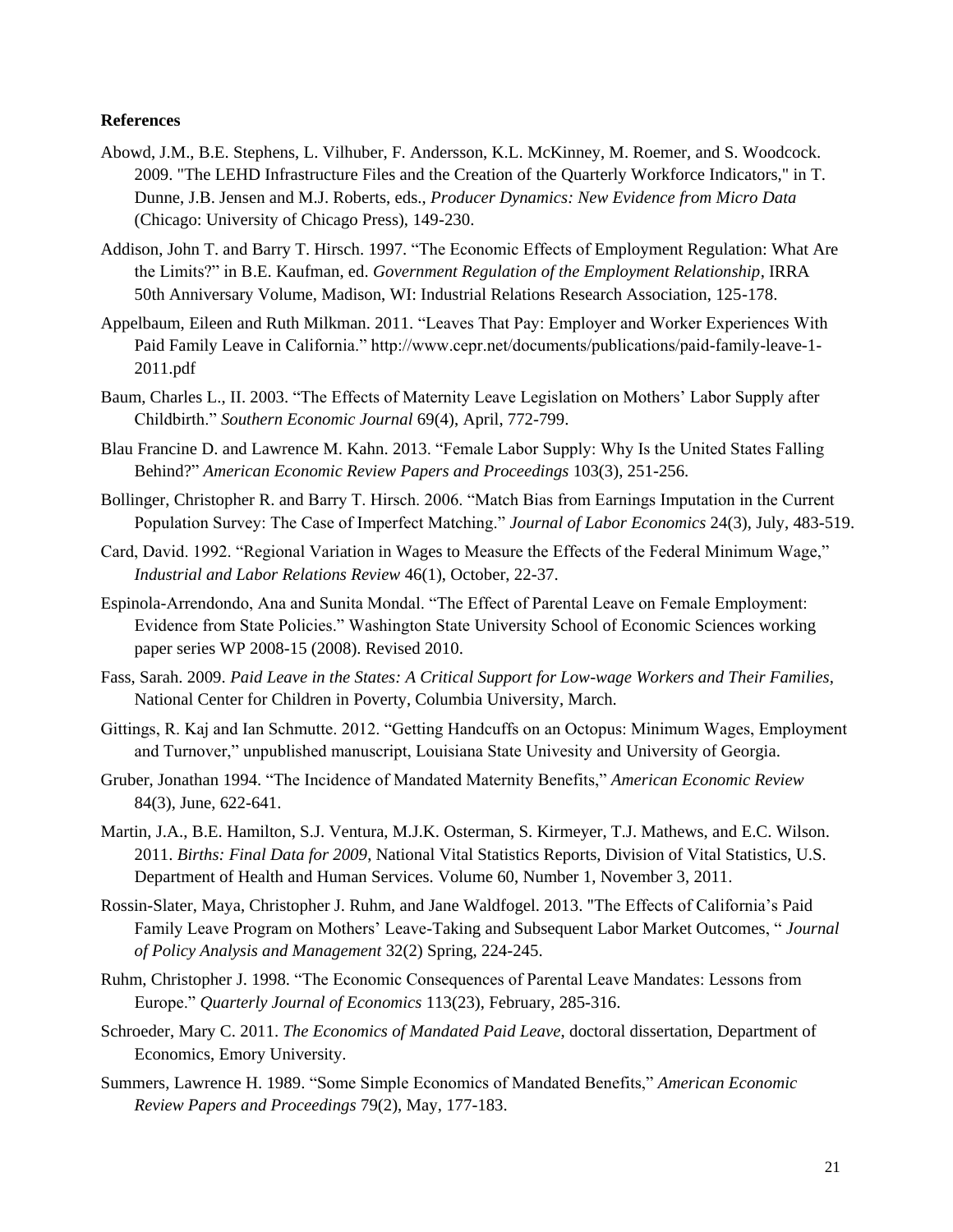**References**

Abowd, J.M., B.E. Stephens, L. Vilhuber, F. Andersson, K.L. McKinney, M. Roemer, and S. Woodcock. 2009. "The LEHD Infrastructure Files and the Creation of the Quarterly Workforce Indicators," in T. Dunne, J.B. Jensen and M.J. Roberts, eds., *Producer Dynamics: New Evidence from Micro Data* (Chicago: University of Chicago Press), 149-230.

Addison, John T. and Barry T. Hirsch. 1997. "The Economic Effects of Employment Regulation: What Are the Limits?" in B.E. Kaufman, ed. *Government Regulation of the Employment Relationship*, IRRA 50th Anniversary Volume, Madison, WI: Industrial Relations Research Association, 125-178.

Appelbaum, Eileen and Ruth Milkman. 2011. "Leaves That Pay: Employer and Worker Experiences With Paid Family Leave in California." http://www.cepr.net/documents/publications/paid-family-leave-1-2011.pdf

Baum, Charles L., II. 2003. "The Effects of Maternity Leave Legislation on Mothers' Labor Supply after Childbirth." *Southern Economic Journal* 69(4), April, 772-799.

Blau Francine D. and Lawrence M. Kahn. 2013. "Female Labor Supply: Why Is the United States Falling Behind?" *American Economic Review Papers and Proceedings* 103(3), 251-256.

Bollinger, Christopher R. and Barry T. Hirsch. 2006. "Match Bias from Earnings Imputation in the Current Population Survey: The Case of Imperfect Matching." *Journal of Labor Economics* 24(3), July, 483-519.

Card, David. 1992. "Regional Variation in Wages to Measure the Effects of the Federal Minimum Wage," *Industrial and Labor Relations Review* 46(1), October, 22-37.

Espinola-Arrendondo, Ana and Sunita Mondal. "The Effect of Parental Leave on Female Employment: Evidence from State Policies." Washington State University School of Economic Sciences working paper series WP 2008-15 (2008). Revised 2010.

Fass, Sarah. 2009. *Paid Leave in the States: A Critical Support for Low-wage Workers and Their Families*, National Center for Children in Poverty, Columbia University, March.

Gittings, R. Kaj and Ian Schmutte. 2012. "Getting Handcuffs on an Octopus: Minimum Wages, Employment and Turnover," unpublished manuscript, Louisiana State Univesity and University of Georgia.

Gruber, Jonathan 1994. "The Incidence of Mandated Maternity Benefits," *American Economic Review* 84(3), June, 622-641.

Martin, J.A., B.E. Hamilton, S.J. Ventura, M.J.K. Osterman, S. Kirmeyer, T.J. Mathews, and E.C. Wilson. 2011. *Births: Final Data for 2009*, National Vital Statistics Reports, Division of Vital Statistics, U.S. Department of Health and Human Services. Volume 60, Number 1, November 3, 2011.

Rossin-Slater, Maya, Christopher J. Ruhm, and Jane Waldfogel. 2013. "The Effects of California's Paid Family Leave Program on Mothers' Leave-Taking and Subsequent Labor Market Outcomes, " *Journal of Policy Analysis and Management* 32(2) Spring, 224-245.

Ruhm, Christopher J. 1998. "The Economic Consequences of Parental Leave Mandates: Lessons from Europe." *Quarterly Journal of Economics* 113(23), February, 285-316.

Schroeder, Mary C. 2011. *The Economics of Mandated Paid Leave*, doctoral dissertation, Department of Economics, Emory University.

Summers, Lawrence H. 1989. "Some Simple Economics of Mandated Benefits," *American Economic Review Papers and Proceedings* 79(2), May, 177-183.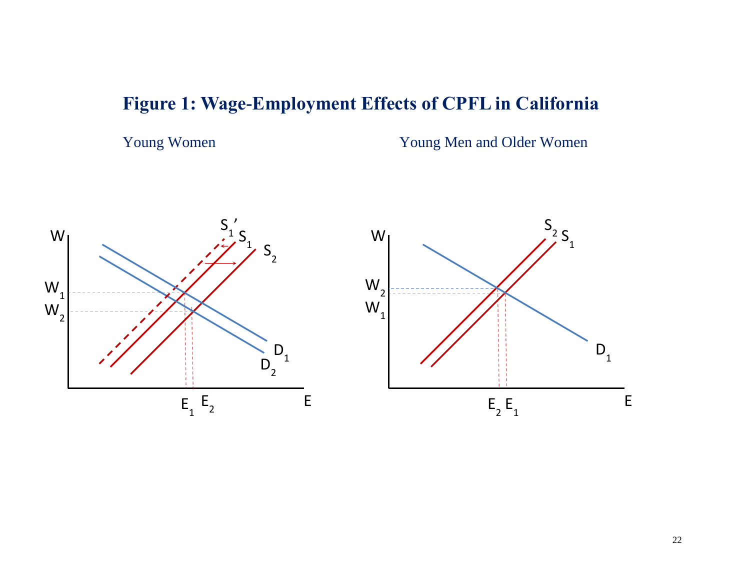# Figure 1: Wage-Employment Effects of CPFL in California

Young Women

Young Men and Older Women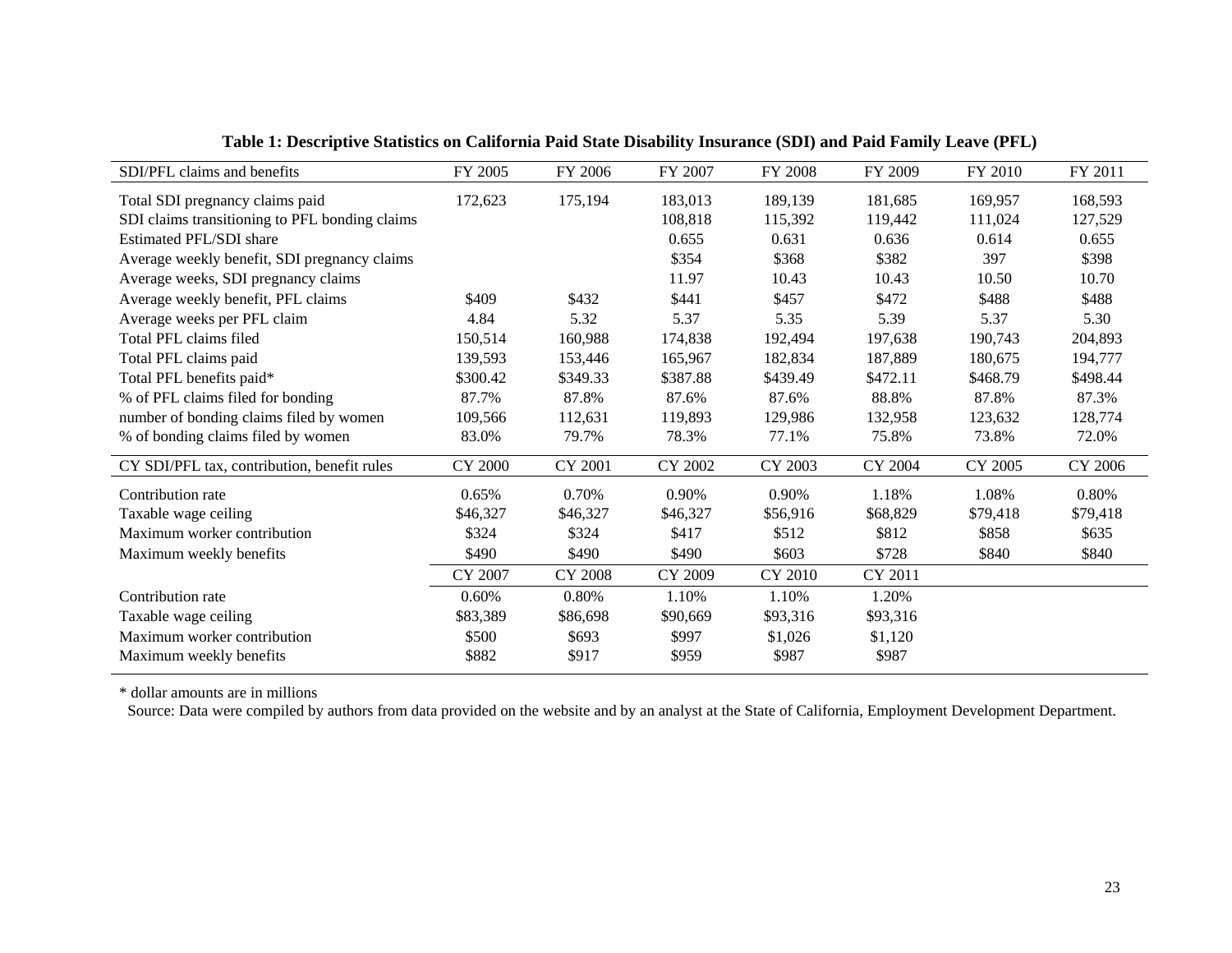**Table 1: Descriptive Statistics on California Paid State Disability Insurance (SDI) and Paid Family Leave (PFL)**

| SDI/PFL claims and benefits | FY 2005 | FY 2006 | FY 2007 | FY 2008 | FY 2009 | FY 2010 | FY 2011 |
|---|---|---|---|---|---|---|---|
| Total SDI pregnancy claims paid | 172,623 | 175,194 | 183,013 | 189,139 | 181,685 | 169,957 | 168,593 |
| SDI claims transitioning to PFL bonding claims | | | 108,818 | 115,392 | 119,442 | 111,024 | 127,529 |
| Estimated PFL/SDI share | | | 0.655 | 0.631 | 0.636 | 0.614 | 0.655 |
| Average weekly benefit, SDI pregnancy claims | | | $354 | $368 | $382 | 397 | $398 |
| Average weeks, SDI pregnancy claims | | | 11.97 | 10.43 | 10.43 | 10.50 | 10.70 |
| Average weekly benefit, PFL claims | $409 | $432 | $441 | $457 | $472 | $488 | $488 |
| Average weeks per PFL claim | 4.84 | 5.32 | 5.37 | 5.35 | 5.39 | 5.37 | 5.30 |
| Total PFL claims filed | 150,514 | 160,988 | 174,838 | 192,494 | 197,638 | 190,743 | 204,893 |
| Total PFL claims paid | 139,593 | 153,446 | 165,967 | 182,834 | 187,889 | 180,675 | 194,777 |
| Total PFL benefits paid* | $300.42 | $349.33 | $387.88 | $439.49 | $472.11 | $468.79 | $498.44 |
| % of PFL claims filed for bonding | 87.7% | 87.8% | 87.6% | 87.6% | 88.8% | 87.8% | 87.3% |
| number of bonding claims filed by women | 109,566 | 112,631 | 119,893 | 129,986 | 132,958 | 123,632 | 128,774 |
| % of bonding claims filed by women | 83.0% | 79.7% | 78.3% | 77.1% | 75.8% | 73.8% | 72.0% |
| **CY SDI/PFL tax, contribution, benefit rules** | **CY 2000** | **CY 2001** | **CY 2002** | **CY 2003** | **CY 2004** | **CY 2005** | **CY 2006** |
| Contribution rate | 0.65% | 0.70% | 0.90% | 0.90% | 1.18% | 1.08% | 0.80% |
| Taxable wage ceiling | $46,327 | $46,327 | $46,327 | $56,916 | $68,829 | $79,418 | $79,418 |
| Maximum worker contribution | $324 | $324 | $417 | $512 | $812 | $858 | $635 |
| Maximum weekly benefits | $490 | $490 | $490 | $603 | $728 | $840 | $840 |
| | **CY 2007** | **CY 2008** | **CY 2009** | **CY 2010** | **CY 2011** | | |
| Contribution rate | 0.60% | 0.80% | 1.10% | 1.10% | 1.20% | | |
| Taxable wage ceiling | $83,389 | $86,698 | $90,669 | $93,316 | $93,316 | | |
| Maximum worker contribution | $500 | $693 | $997 | $1,026 | $1,120 | | |
| Maximum weekly benefits | $882 | $917 | $959 | $987 | $987 | | |

* dollar amounts are in millions

Source: Data were compiled by authors from data provided on the website and by an analyst at the State of California, Employment Development Department.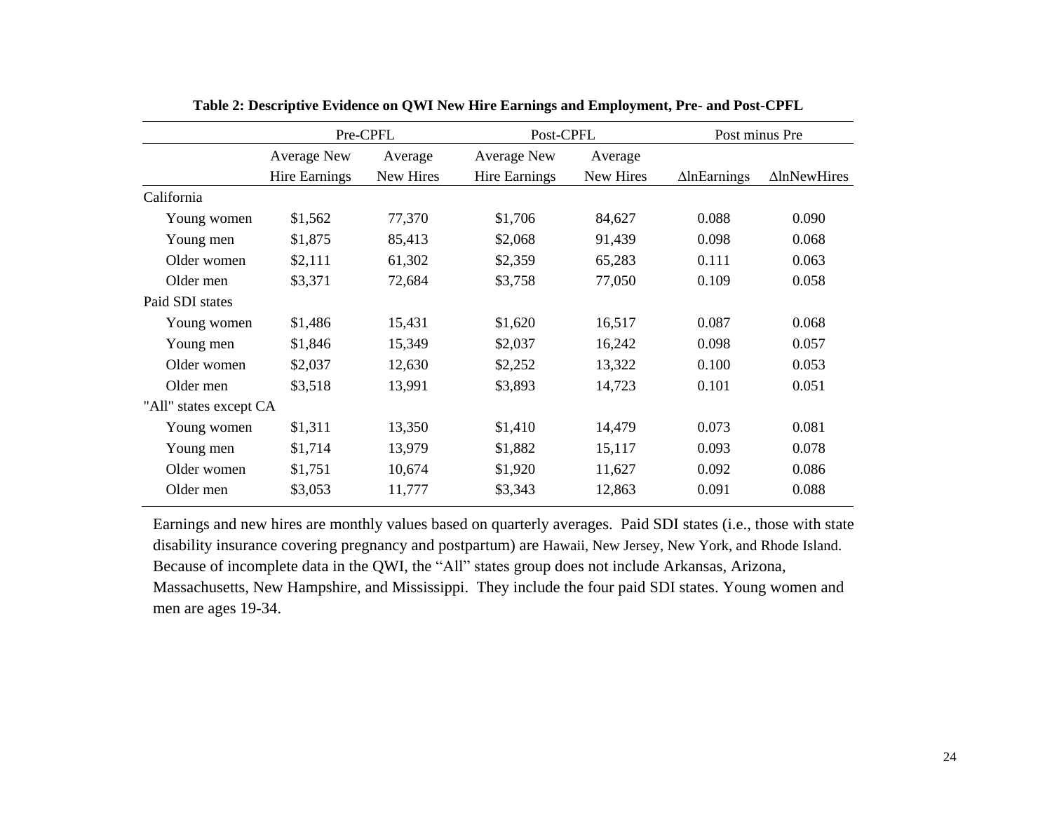**Table 2: Descriptive Evidence on QWI New Hire Earnings and Employment, Pre- and Post-CPFL**

| | Pre-CPFL | | Post-CPFL | | Post minus Pre | |
|---|---|---|---|---|---|---|
| | Average New Hire Earnings | Average New Hires | Average New Hire Earnings | Average New Hires | ΔlnEarnings | ΔlnNewHires |
| California | | | | | | |
| Young women | $1,562 | 77,370 | $1,706 | 84,627 | 0.088 | 0.090 |
| Young men | $1,875 | 85,413 | $2,068 | 91,439 | 0.098 | 0.068 |
| Older women | $2,111 | 61,302 | $2,359 | 65,283 | 0.111 | 0.063 |
| Older men | $3,371 | 72,684 | $3,758 | 77,050 | 0.109 | 0.058 |
| Paid SDI states | | | | | | |
| Young women | $1,486 | 15,431 | $1,620 | 16,517 | 0.087 | 0.068 |
| Young men | $1,846 | 15,349 | $2,037 | 16,242 | 0.098 | 0.057 |
| Older women | $2,037 | 12,630 | $2,252 | 13,322 | 0.100 | 0.053 |
| Older men | $3,518 | 13,991 | $3,893 | 14,723 | 0.101 | 0.051 |
| "All" states except CA | | | | | | |
| Young women | $1,311 | 13,350 | $1,410 | 14,479 | 0.073 | 0.081 |
| Young men | $1,714 | 13,979 | $1,882 | 15,117 | 0.093 | 0.078 |
| Older women | $1,751 | 10,674 | $1,920 | 11,627 | 0.092 | 0.086 |
| Older men | $3,053 | 11,777 | $3,343 | 12,863 | 0.091 | 0.088 |

Earnings and new hires are monthly values based on quarterly averages. Paid SDI states (i.e., those with state disability insurance covering pregnancy and postpartum) are Hawaii, New Jersey, New York, and Rhode Island. Because of incomplete data in the QWI, the "All" states group does not include Arkansas, Arizona, Massachusetts, New Hampshire, and Mississippi. They include the four paid SDI states. Young women and men are ages 19-34.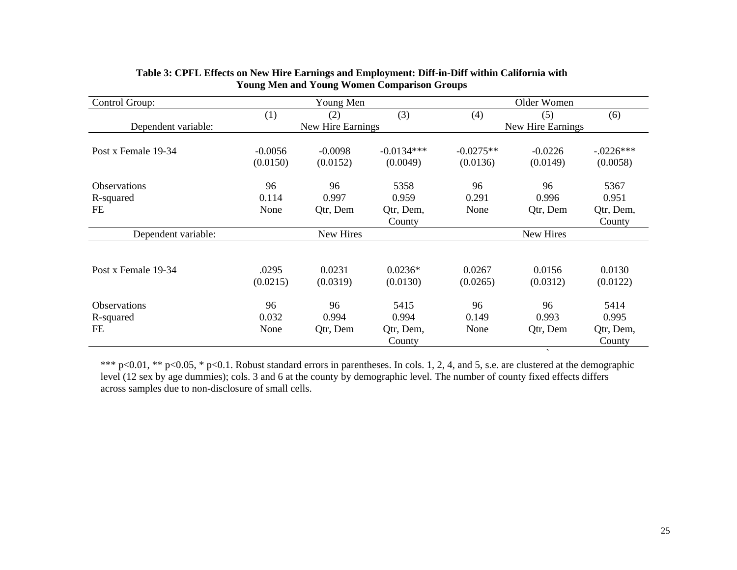**Table 3: CPFL Effects on New Hire Earnings and Employment: Diff-in-Diff within California with Young Men and Young Women Comparison Groups**

| Control Group: | Young Men | | | Older Women | | |
|---|---|---|---|---|---|---|
| | (1) | (2) | (3) | (4) | (5) | (6) |
| Dependent variable: | New Hire Earnings | | | New Hire Earnings | | |
| Post x Female 19-34 | -0.0056 | -0.0098 | -0.0134*** | -0.0275** | -0.0226 | -.0226*** |
| | (0.0150) | (0.0152) | (0.0049) | (0.0136) | (0.0149) | (0.0058) |
| Observations | 96 | 96 | 5358 | 96 | 96 | 5367 |
| R-squared | 0.114 | 0.997 | 0.959 | 0.291 | 0.996 | 0.951 |
| FE | None | Qtr, Dem | Qtr, Dem, County | None | Qtr, Dem | Qtr, Dem, County |
| Dependent variable: | New Hires | | | New Hires | | |
| Post x Female 19-34 | .0295 | 0.0231 | 0.0236* | 0.0267 | 0.0156 | 0.0130 |
| | (0.0215) | (0.0319) | (0.0130) | (0.0265) | (0.0312) | (0.0122) |
| Observations | 96 | 96 | 5415 | 96 | 96 | 5414 |
| R-squared | 0.032 | 0.994 | 0.994 | 0.149 | 0.993 | 0.995 |
| FE | None | Qtr, Dem | Qtr, Dem, County | None | Qtr, Dem | Qtr, Dem, County |

*** p<0.01, ** p<0.05, * p<0.1. Robust standard errors in parentheses. In cols. 1, 2, 4, and 5, s.e. are clustered at the demographic level (12 sex by age dummies); cols. 3 and 6 at the county by demographic level. The number of county fixed effects differs across samples due to non-disclosure of small cells.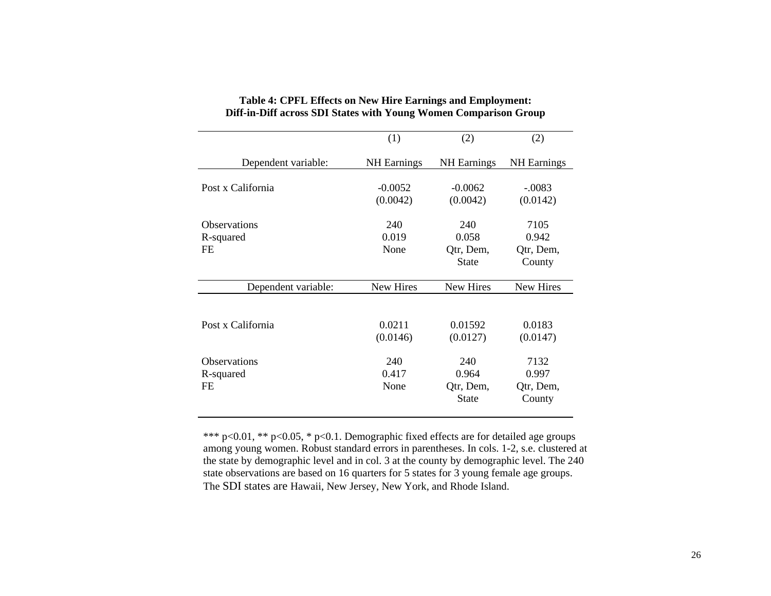**Table 4: CPFL Effects on New Hire Earnings and Employment:**
**Diff-in-Diff across SDI States with Young Women Comparison Group**

| | (1) | (2) | (2) |
|---|---|---|---|
| Dependent variable: | NH Earnings | NH Earnings | NH Earnings |
| Post x California | -0.0052 | -0.0062 | -.0083 |
| | (0.0042) | (0.0042) | (0.0142) |
| Observations | 240 | 240 | 7105 |
| R-squared | 0.019 | 0.058 | 0.942 |
| FE | None | Qtr, Dem, State | Qtr, Dem, County |
| Dependent variable: | New Hires | New Hires | New Hires |
| Post x California | 0.0211 | 0.01592 | 0.0183 |
| | (0.0146) | (0.0127) | (0.0147) |
| Observations | 240 | 240 | 7132 |
| R-squared | 0.417 | 0.964 | 0.997 |
| FE | None | Qtr, Dem, State | Qtr, Dem, County |

*** p<0.01, ** p<0.05, * p<0.1. Demographic fixed effects are for detailed age groups among young women. Robust standard errors in parentheses. In cols. 1-2, s.e. clustered at the state by demographic level and in col. 3 at the county by demographic level. The 240 state observations are based on 16 quarters for 5 states for 3 young female age groups. The SDI states are Hawaii, New Jersey, New York, and Rhode Island.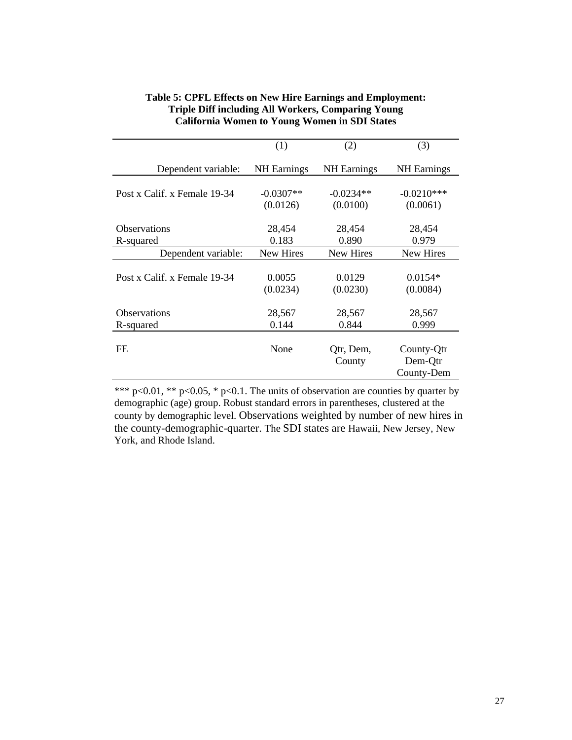**Table 5: CPFL Effects on New Hire Earnings and Employment: Triple Diff including All Workers, Comparing Young California Women to Young Women in SDI States**

| | (1) | (2) | (3) |
|---|---|---|---|
| Dependent variable: | NH Earnings | NH Earnings | NH Earnings |
| Post x Calif. x Female 19-34 | -0.0307** | -0.0234** | -0.0210*** |
| | (0.0126) | (0.0100) | (0.0061) |
| Observations | 28,454 | 28,454 | 28,454 |
| R-squared | 0.183 | 0.890 | 0.979 |
| Dependent variable: | New Hires | New Hires | New Hires |
| Post x Calif. x Female 19-34 | 0.0055 | 0.0129 | 0.0154* |
| | (0.0234) | (0.0230) | (0.0084) |
| Observations | 28,567 | 28,567 | 28,567 |
| R-squared | 0.144 | 0.844 | 0.999 |
| FE | None | Qtr, Dem, County | County-Qtr Dem-Qtr County-Dem |

*** p<0.01, ** p<0.05, * p<0.1. The units of observation are counties by quarter by demographic (age) group. Robust standard errors in parentheses, clustered at the county by demographic level. Observations weighted by number of new hires in the county-demographic-quarter. The SDI states are Hawaii, New Jersey, New York, and Rhode Island.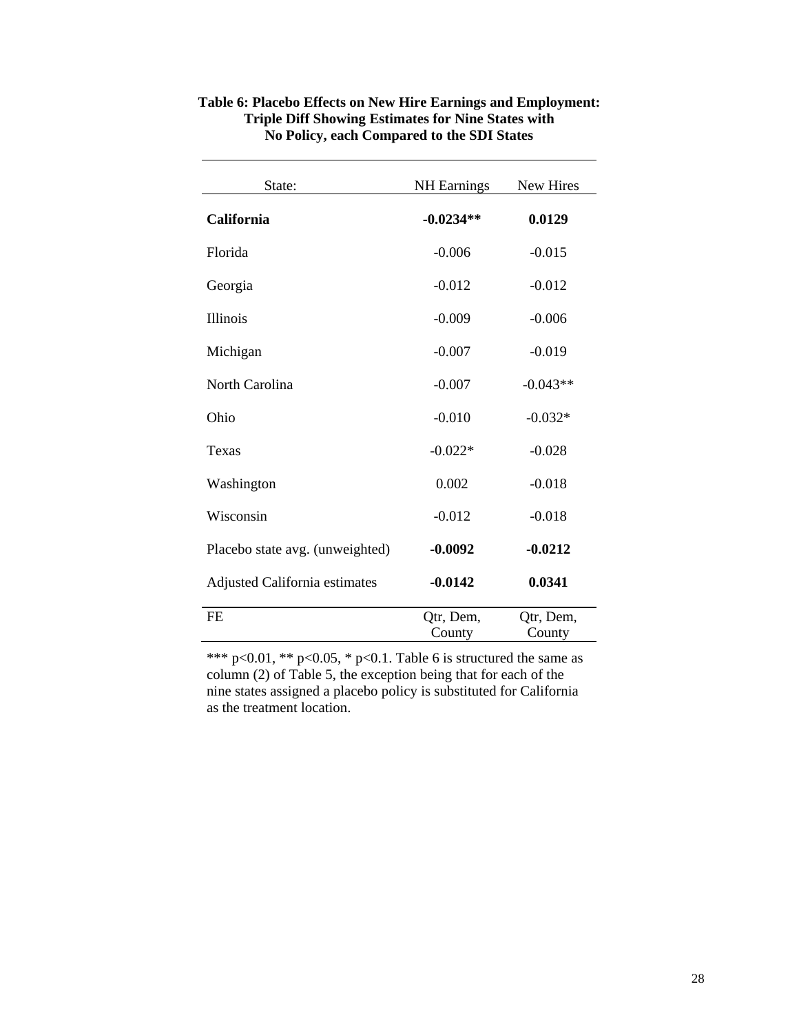**Table 6: Placebo Effects on New Hire Earnings and Employment: Triple Diff Showing Estimates for Nine States with No Policy, each Compared to the SDI States**

| State: | NH Earnings | New Hires |
|---|---|---|
| **California** | **-0.0234**** | **0.0129** |
| Florida | -0.006 | -0.015 |
| Georgia | -0.012 | -0.012 |
| Illinois | -0.009 | -0.006 |
| Michigan | -0.007 | -0.019 |
| North Carolina | -0.007 | -0.043** |
| Ohio | -0.010 | -0.032* |
| Texas | -0.022* | -0.028 |
| Washington | 0.002 | -0.018 |
| Wisconsin | -0.012 | -0.018 |
| Placebo state avg. (unweighted) | **-0.0092** | **-0.0212** |
| Adjusted California estimates | **-0.0142** | **0.0341** |
| FE | Qtr, Dem, County | Qtr, Dem, County |

*** p<0.01, ** p<0.05, * p<0.1. Table 6 is structured the same as column (2) of Table 5, the exception being that for each of the nine states assigned a placebo policy is substituted for California as the treatment location.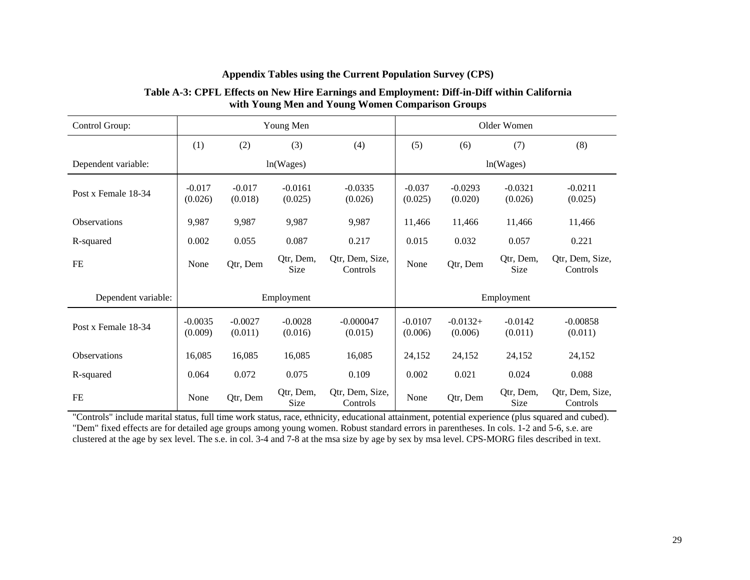**Appendix Tables using the Current Population Survey (CPS)**

**Table A-3: CPFL Effects on New Hire Earnings and Employment: Diff-in-Diff within California with Young Men and Young Women Comparison Groups**

| Control Group: | Young Men | | | | Older Women | | | |
|---|---|---|---|---|---|---|---|---|
| | (1) | (2) | (3) | (4) | (5) | (6) | (7) | (8) |
| Dependent variable: | ln(Wages) | | | | ln(Wages) | | | |
| Post x Female 18-34 | -0.017<br>(0.026) | -0.017<br>(0.018) | -0.0161<br>(0.025) | -0.0335<br>(0.026) | -0.037<br>(0.025) | -0.0293<br>(0.020) | -0.0321<br>(0.026) | -0.0211<br>(0.025) |
| Observations | 9,987 | 9,987 | 9,987 | 9,987 | 11,466 | 11,466 | 11,466 | 11,466 |
| R-squared | 0.002 | 0.055 | 0.087 | 0.217 | 0.015 | 0.032 | 0.057 | 0.221 |
| FE | None | Qtr, Dem | Qtr, Dem, Size | Qtr, Dem, Size, Controls | None | Qtr, Dem | Qtr, Dem, Size | Qtr, Dem, Size, Controls |
| Dependent variable: | Employment | | | | Employment | | | |
| Post x Female 18-34 | -0.0035<br>(0.009) | -0.0027<br>(0.011) | -0.0028<br>(0.016) | -0.000047<br>(0.015) | -0.0107<br>(0.006) | -0.0132+<br>(0.006) | -0.0142<br>(0.011) | -0.00858<br>(0.011) |
| Observations | 16,085 | 16,085 | 16,085 | 16,085 | 24,152 | 24,152 | 24,152 | 24,152 |
| R-squared | 0.064 | 0.072 | 0.075 | 0.109 | 0.002 | 0.021 | 0.024 | 0.088 |
| FE | None | Qtr, Dem | Qtr, Dem, Size | Qtr, Dem, Size, Controls | None | Qtr, Dem | Qtr, Dem, Size | Qtr, Dem, Size, Controls |

"Controls" include marital status, full time work status, race, ethnicity, educational attainment, potential experience (plus squared and cubed). "Dem" fixed effects are for detailed age groups among young women. Robust standard errors in parentheses. In cols. 1-2 and 5-6, s.e. are clustered at the age by sex level. The s.e. in col. 3-4 and 7-8 at the msa size by age by sex by msa level. CPS-MORG files described in text.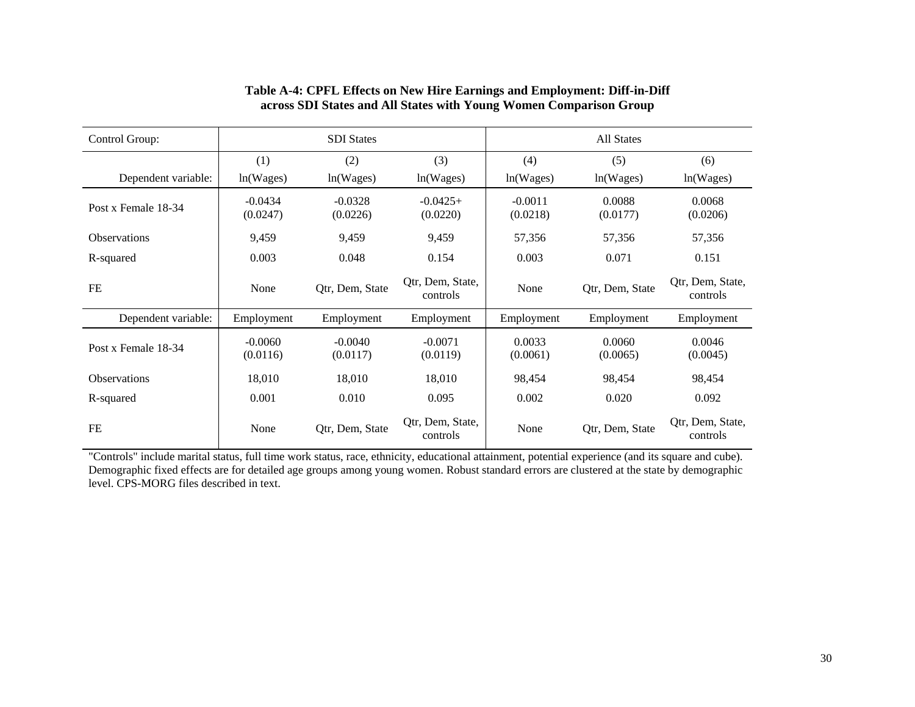**Table A-4: CPFL Effects on New Hire Earnings and Employment: Diff-in-Diff across SDI States and All States with Young Women Comparison Group**

| Control Group: | SDI States | | | All States | | |
|---|---|---|---|---|---|---|
| | (1) | (2) | (3) | (4) | (5) | (6) |
| Dependent variable: | ln(Wages) | ln(Wages) | ln(Wages) | ln(Wages) | ln(Wages) | ln(Wages) |
| Post x Female 18-34 | -0.0434<br>(0.0247) | -0.0328<br>(0.0226) | -0.0425+<br>(0.0220) | -0.0011<br>(0.0218) | 0.0088<br>(0.0177) | 0.0068<br>(0.0206) |
| Observations | 9,459 | 9,459 | 9,459 | 57,356 | 57,356 | 57,356 |
| R-squared | 0.003 | 0.048 | 0.154 | 0.003 | 0.071 | 0.151 |
| FE | None | Qtr, Dem, State | Qtr, Dem, State, controls | None | Qtr, Dem, State | Qtr, Dem, State, controls |
| Dependent variable: | Employment | Employment | Employment | Employment | Employment | Employment |
| Post x Female 18-34 | -0.0060<br>(0.0116) | -0.0040<br>(0.0117) | -0.0071<br>(0.0119) | 0.0033<br>(0.0061) | 0.0060<br>(0.0065) | 0.0046<br>(0.0045) |
| Observations | 18,010 | 18,010 | 18,010 | 98,454 | 98,454 | 98,454 |
| R-squared | 0.001 | 0.010 | 0.095 | 0.002 | 0.020 | 0.092 |
| FE | None | Qtr, Dem, State | Qtr, Dem, State, controls | None | Qtr, Dem, State | Qtr, Dem, State, controls |

"Controls" include marital status, full time work status, race, ethnicity, educational attainment, potential experience (and its square and cube). Demographic fixed effects are for detailed age groups among young women. Robust standard errors are clustered at the state by demographic level. CPS-MORG files described in text.